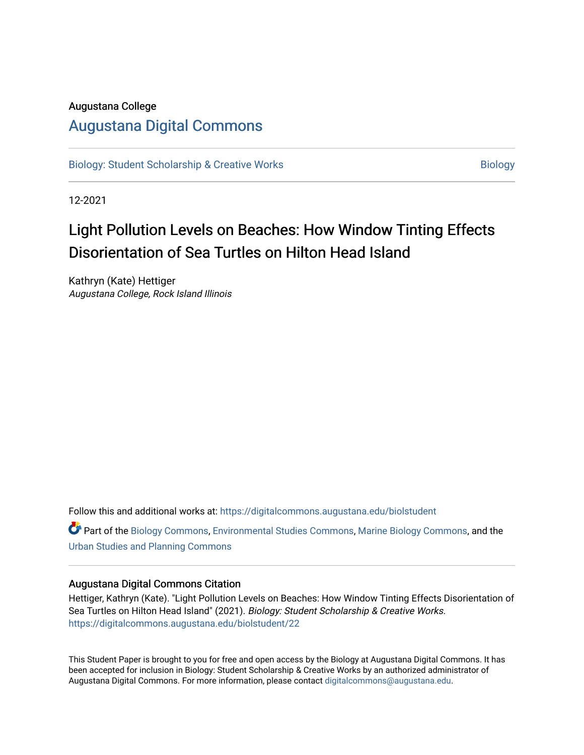Augustana College

# Augustana Digital Commons

Biology: Student Scholarship & Creative Works | Biology

12-2021

# Light Pollution Levels on Beaches: How Window Tinting Effects Disorientation of Sea Turtles on Hilton Head Island

Kathryn (Kate) Hettiger
*Augustana College, Rock Island Illinois*

Follow this and additional works at: https://digitalcommons.augustana.edu/biolstudent

Part of the Biology Commons, Environmental Studies Commons, Marine Biology Commons, and the Urban Studies and Planning Commons

### Augustana Digital Commons Citation

Hettiger, Kathryn (Kate). "Light Pollution Levels on Beaches: How Window Tinting Effects Disorientation of Sea Turtles on Hilton Head Island" (2021). *Biology: Student Scholarship & Creative Works*. https://digitalcommons.augustana.edu/biolstudent/22

This Student Paper is brought to you for free and open access by the Biology at Augustana Digital Commons. It has been accepted for inclusion in Biology: Student Scholarship & Creative Works by an authorized administrator of Augustana Digital Commons. For more information, please contact digitalcommons@augustana.edu.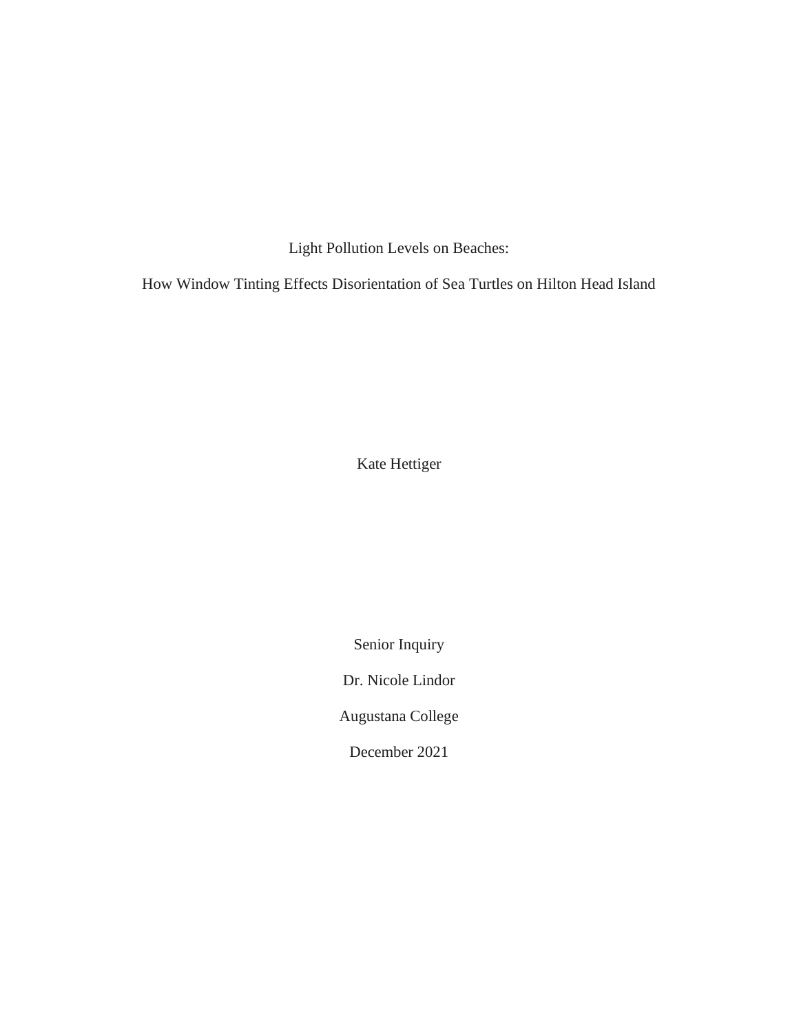# Light Pollution Levels on Beaches:

## How Window Tinting Effects Disorientation of Sea Turtles on Hilton Head Island

Kate Hettiger

Senior Inquiry

Dr. Nicole Lindor

Augustana College

December 2021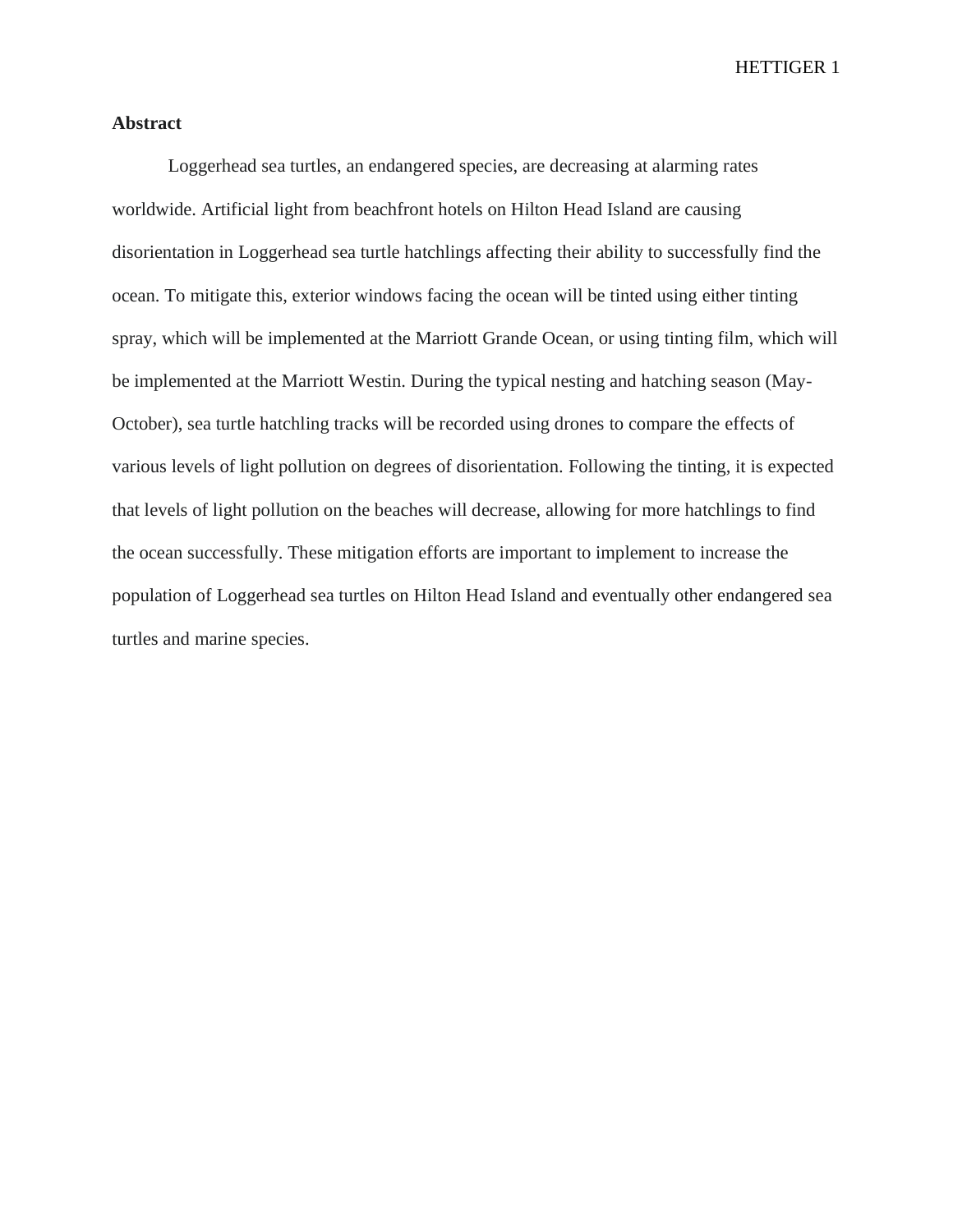**Abstract**

Loggerhead sea turtles, an endangered species, are decreasing at alarming rates worldwide. Artificial light from beachfront hotels on Hilton Head Island are causing disorientation in Loggerhead sea turtle hatchlings affecting their ability to successfully find the ocean. To mitigate this, exterior windows facing the ocean will be tinted using either tinting spray, which will be implemented at the Marriott Grande Ocean, or using tinting film, which will be implemented at the Marriott Westin. During the typical nesting and hatching season (May-October), sea turtle hatchling tracks will be recorded using drones to compare the effects of various levels of light pollution on degrees of disorientation. Following the tinting, it is expected that levels of light pollution on the beaches will decrease, allowing for more hatchlings to find the ocean successfully. These mitigation efforts are important to implement to increase the population of Loggerhead sea turtles on Hilton Head Island and eventually other endangered sea turtles and marine species.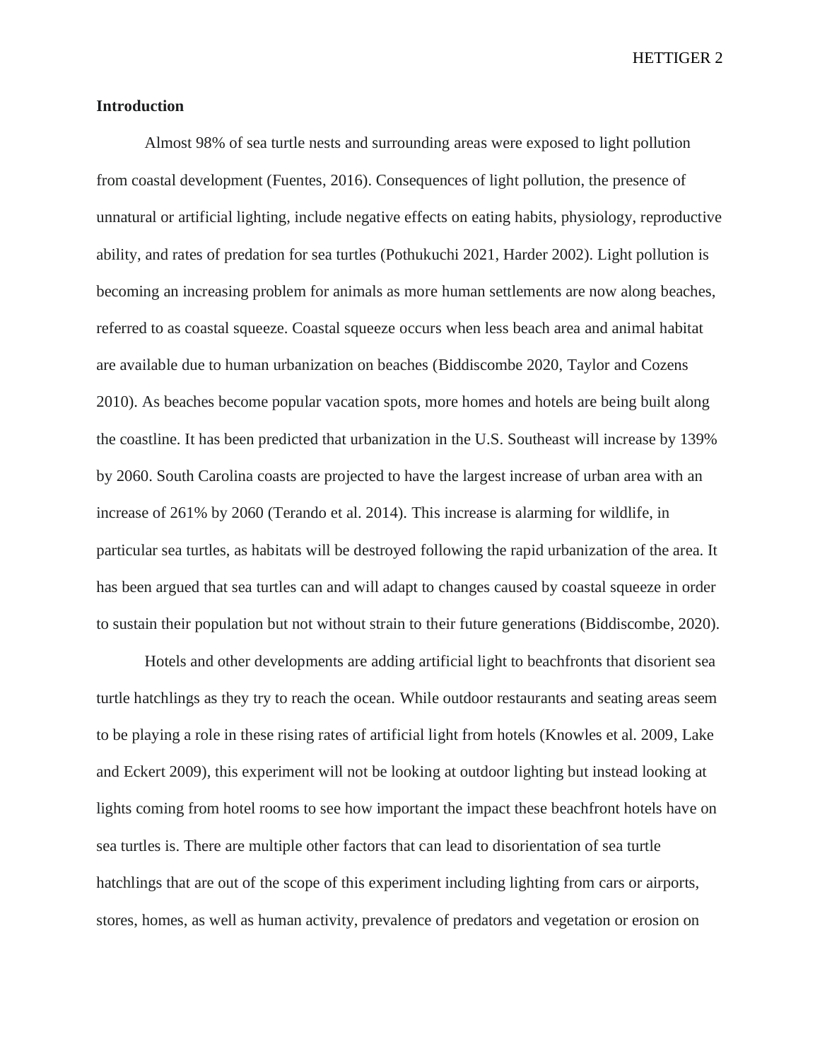**Introduction**

Almost 98% of sea turtle nests and surrounding areas were exposed to light pollution from coastal development (Fuentes, 2016). Consequences of light pollution, the presence of unnatural or artificial lighting, include negative effects on eating habits, physiology, reproductive ability, and rates of predation for sea turtles (Pothukuchi 2021, Harder 2002). Light pollution is becoming an increasing problem for animals as more human settlements are now along beaches, referred to as coastal squeeze. Coastal squeeze occurs when less beach area and animal habitat are available due to human urbanization on beaches (Biddiscombe 2020, Taylor and Cozens 2010). As beaches become popular vacation spots, more homes and hotels are being built along the coastline. It has been predicted that urbanization in the U.S. Southeast will increase by 139% by 2060. South Carolina coasts are projected to have the largest increase of urban area with an increase of 261% by 2060 (Terando et al. 2014). This increase is alarming for wildlife, in particular sea turtles, as habitats will be destroyed following the rapid urbanization of the area. It has been argued that sea turtles can and will adapt to changes caused by coastal squeeze in order to sustain their population but not without strain to their future generations (Biddiscombe, 2020).

Hotels and other developments are adding artificial light to beachfronts that disorient sea turtle hatchlings as they try to reach the ocean. While outdoor restaurants and seating areas seem to be playing a role in these rising rates of artificial light from hotels (Knowles et al. 2009, Lake and Eckert 2009), this experiment will not be looking at outdoor lighting but instead looking at lights coming from hotel rooms to see how important the impact these beachfront hotels have on sea turtles is. There are multiple other factors that can lead to disorientation of sea turtle hatchlings that are out of the scope of this experiment including lighting from cars or airports, stores, homes, as well as human activity, prevalence of predators and vegetation or erosion on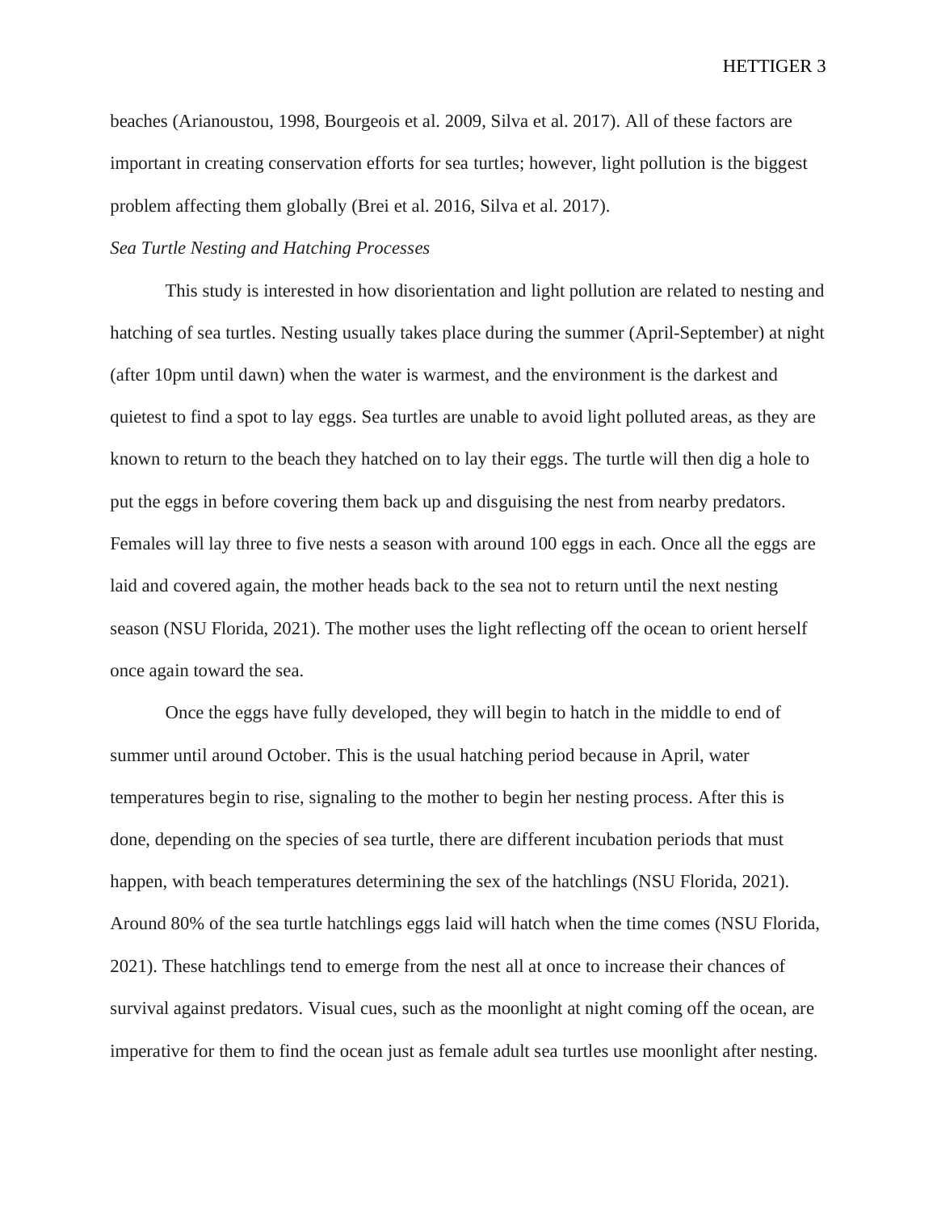beaches (Arianoustou, 1998, Bourgeois et al. 2009, Silva et al. 2017). All of these factors are important in creating conservation efforts for sea turtles; however, light pollution is the biggest problem affecting them globally (Brei et al. 2016, Silva et al. 2017).

*Sea Turtle Nesting and Hatching Processes*

This study is interested in how disorientation and light pollution are related to nesting and hatching of sea turtles. Nesting usually takes place during the summer (April-September) at night (after 10pm until dawn) when the water is warmest, and the environment is the darkest and quietest to find a spot to lay eggs. Sea turtles are unable to avoid light polluted areas, as they are known to return to the beach they hatched on to lay their eggs. The turtle will then dig a hole to put the eggs in before covering them back up and disguising the nest from nearby predators. Females will lay three to five nests a season with around 100 eggs in each. Once all the eggs are laid and covered again, the mother heads back to the sea not to return until the next nesting season (NSU Florida, 2021). The mother uses the light reflecting off the ocean to orient herself once again toward the sea.

Once the eggs have fully developed, they will begin to hatch in the middle to end of summer until around October. This is the usual hatching period because in April, water temperatures begin to rise, signaling to the mother to begin her nesting process. After this is done, depending on the species of sea turtle, there are different incubation periods that must happen, with beach temperatures determining the sex of the hatchlings (NSU Florida, 2021). Around 80% of the sea turtle hatchlings eggs laid will hatch when the time comes (NSU Florida, 2021). These hatchlings tend to emerge from the nest all at once to increase their chances of survival against predators. Visual cues, such as the moonlight at night coming off the ocean, are imperative for them to find the ocean just as female adult sea turtles use moonlight after nesting.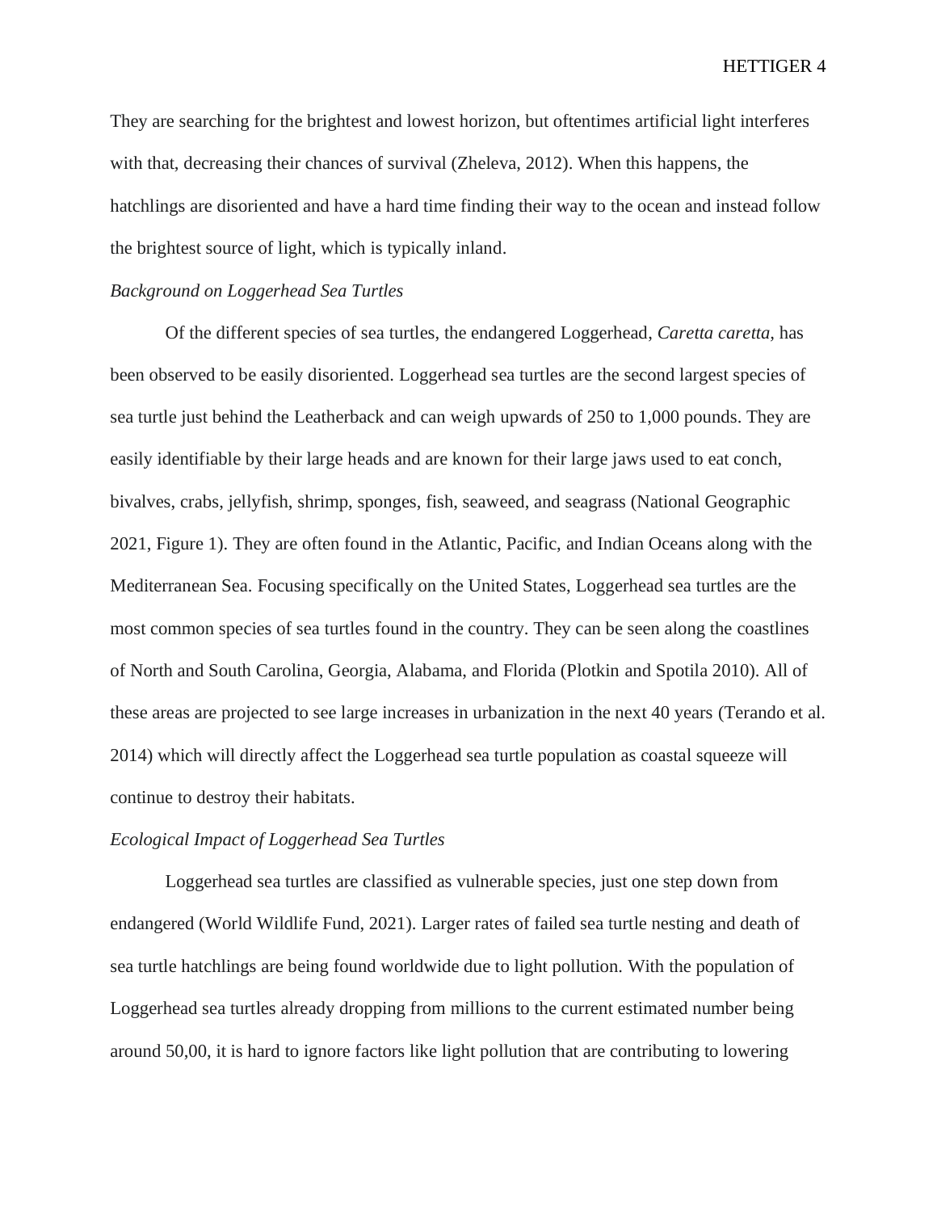They are searching for the brightest and lowest horizon, but oftentimes artificial light interferes with that, decreasing their chances of survival (Zheleva, 2012). When this happens, the hatchlings are disoriented and have a hard time finding their way to the ocean and instead follow the brightest source of light, which is typically inland.

### *Background on Loggerhead Sea Turtles*

Of the different species of sea turtles, the endangered Loggerhead, *Caretta caretta*, has been observed to be easily disoriented. Loggerhead sea turtles are the second largest species of sea turtle just behind the Leatherback and can weigh upwards of 250 to 1,000 pounds. They are easily identifiable by their large heads and are known for their large jaws used to eat conch, bivalves, crabs, jellyfish, shrimp, sponges, fish, seaweed, and seagrass (National Geographic 2021, Figure 1). They are often found in the Atlantic, Pacific, and Indian Oceans along with the Mediterranean Sea. Focusing specifically on the United States, Loggerhead sea turtles are the most common species of sea turtles found in the country. They can be seen along the coastlines of North and South Carolina, Georgia, Alabama, and Florida (Plotkin and Spotila 2010). All of these areas are projected to see large increases in urbanization in the next 40 years (Terando et al. 2014) which will directly affect the Loggerhead sea turtle population as coastal squeeze will continue to destroy their habitats.

### *Ecological Impact of Loggerhead Sea Turtles*

Loggerhead sea turtles are classified as vulnerable species, just one step down from endangered (World Wildlife Fund, 2021). Larger rates of failed sea turtle nesting and death of sea turtle hatchlings are being found worldwide due to light pollution. With the population of Loggerhead sea turtles already dropping from millions to the current estimated number being around 50,00, it is hard to ignore factors like light pollution that are contributing to lowering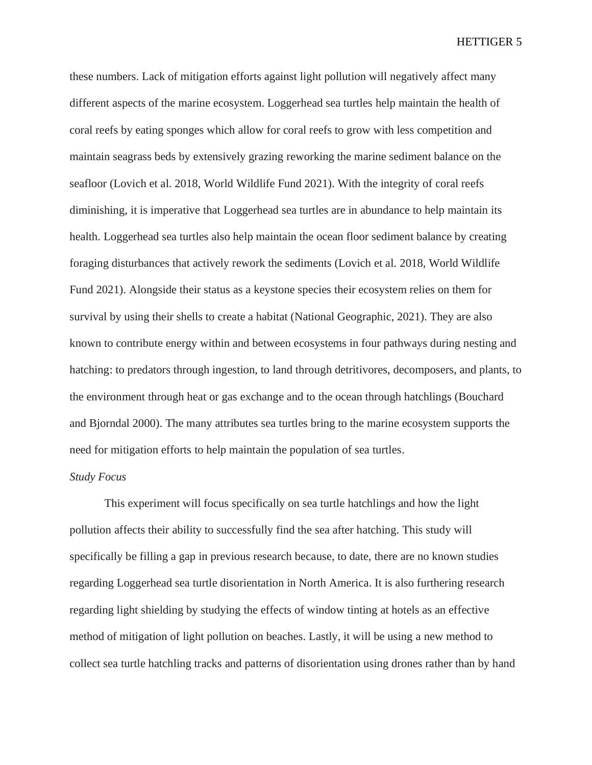these numbers. Lack of mitigation efforts against light pollution will negatively affect many different aspects of the marine ecosystem. Loggerhead sea turtles help maintain the health of coral reefs by eating sponges which allow for coral reefs to grow with less competition and maintain seagrass beds by extensively grazing reworking the marine sediment balance on the seafloor (Lovich et al. 2018, World Wildlife Fund 2021). With the integrity of coral reefs diminishing, it is imperative that Loggerhead sea turtles are in abundance to help maintain its health. Loggerhead sea turtles also help maintain the ocean floor sediment balance by creating foraging disturbances that actively rework the sediments (Lovich et al. 2018, World Wildlife Fund 2021). Alongside their status as a keystone species their ecosystem relies on them for survival by using their shells to create a habitat (National Geographic, 2021). They are also known to contribute energy within and between ecosystems in four pathways during nesting and hatching: to predators through ingestion, to land through detritivores, decomposers, and plants, to the environment through heat or gas exchange and to the ocean through hatchlings (Bouchard and Bjorndal 2000). The many attributes sea turtles bring to the marine ecosystem supports the need for mitigation efforts to help maintain the population of sea turtles.

*Study Focus*

This experiment will focus specifically on sea turtle hatchlings and how the light pollution affects their ability to successfully find the sea after hatching. This study will specifically be filling a gap in previous research because, to date, there are no known studies regarding Loggerhead sea turtle disorientation in North America. It is also furthering research regarding light shielding by studying the effects of window tinting at hotels as an effective method of mitigation of light pollution on beaches. Lastly, it will be using a new method to collect sea turtle hatchling tracks and patterns of disorientation using drones rather than by hand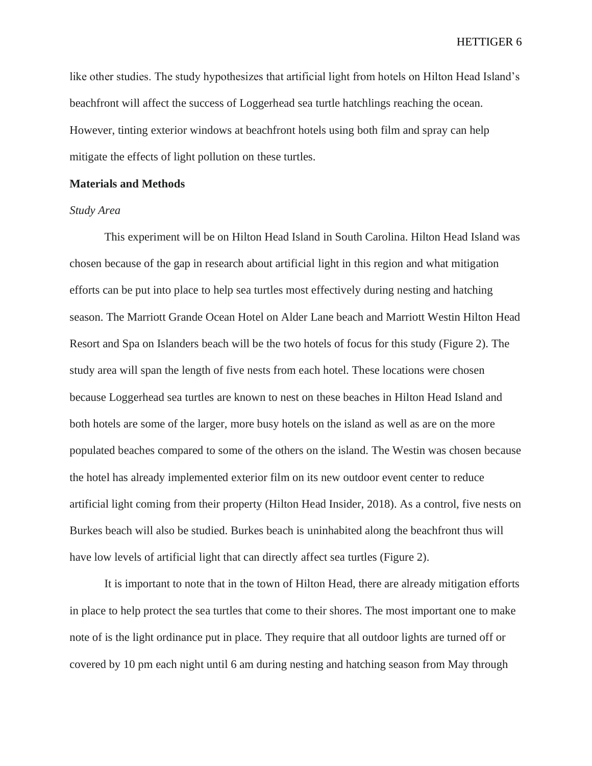like other studies. The study hypothesizes that artificial light from hotels on Hilton Head Island's beachfront will affect the success of Loggerhead sea turtle hatchlings reaching the ocean. However, tinting exterior windows at beachfront hotels using both film and spray can help mitigate the effects of light pollution on these turtles.

## Materials and Methods

### *Study Area*

This experiment will be on Hilton Head Island in South Carolina. Hilton Head Island was chosen because of the gap in research about artificial light in this region and what mitigation efforts can be put into place to help sea turtles most effectively during nesting and hatching season. The Marriott Grande Ocean Hotel on Alder Lane beach and Marriott Westin Hilton Head Resort and Spa on Islanders beach will be the two hotels of focus for this study (Figure 2). The study area will span the length of five nests from each hotel. These locations were chosen because Loggerhead sea turtles are known to nest on these beaches in Hilton Head Island and both hotels are some of the larger, more busy hotels on the island as well as are on the more populated beaches compared to some of the others on the island. The Westin was chosen because the hotel has already implemented exterior film on its new outdoor event center to reduce artificial light coming from their property (Hilton Head Insider, 2018). As a control, five nests on Burkes beach will also be studied. Burkes beach is uninhabited along the beachfront thus will have low levels of artificial light that can directly affect sea turtles (Figure 2).

It is important to note that in the town of Hilton Head, there are already mitigation efforts in place to help protect the sea turtles that come to their shores. The most important one to make note of is the light ordinance put in place. They require that all outdoor lights are turned off or covered by 10 pm each night until 6 am during nesting and hatching season from May through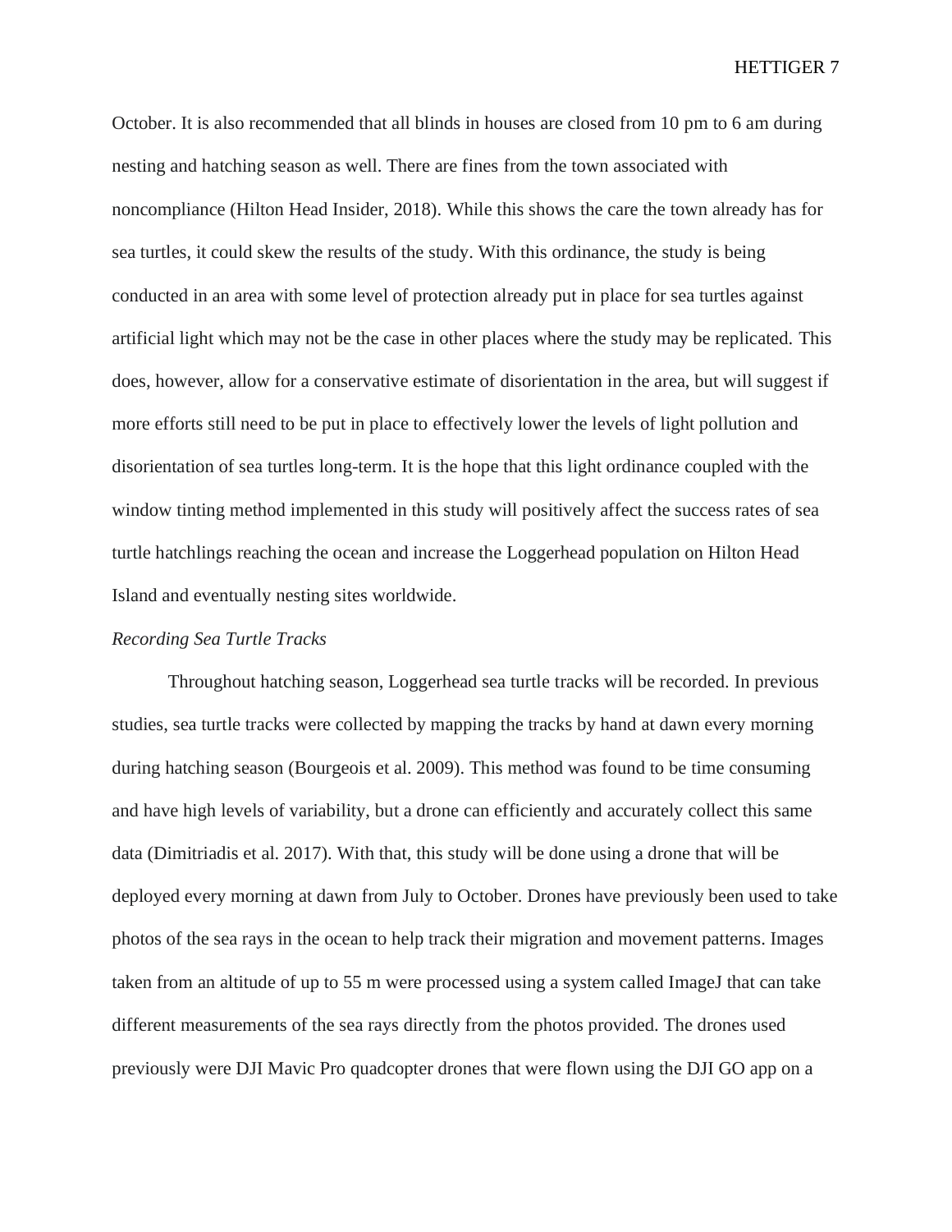October. It is also recommended that all blinds in houses are closed from 10 pm to 6 am during nesting and hatching season as well. There are fines from the town associated with noncompliance (Hilton Head Insider, 2018). While this shows the care the town already has for sea turtles, it could skew the results of the study. With this ordinance, the study is being conducted in an area with some level of protection already put in place for sea turtles against artificial light which may not be the case in other places where the study may be replicated. This does, however, allow for a conservative estimate of disorientation in the area, but will suggest if more efforts still need to be put in place to effectively lower the levels of light pollution and disorientation of sea turtles long-term. It is the hope that this light ordinance coupled with the window tinting method implemented in this study will positively affect the success rates of sea turtle hatchlings reaching the ocean and increase the Loggerhead population on Hilton Head Island and eventually nesting sites worldwide.

*Recording Sea Turtle Tracks*

Throughout hatching season, Loggerhead sea turtle tracks will be recorded. In previous studies, sea turtle tracks were collected by mapping the tracks by hand at dawn every morning during hatching season (Bourgeois et al. 2009). This method was found to be time consuming and have high levels of variability, but a drone can efficiently and accurately collect this same data (Dimitriadis et al. 2017). With that, this study will be done using a drone that will be deployed every morning at dawn from July to October. Drones have previously been used to take photos of the sea rays in the ocean to help track their migration and movement patterns. Images taken from an altitude of up to 55 m were processed using a system called ImageJ that can take different measurements of the sea rays directly from the photos provided. The drones used previously were DJI Mavic Pro quadcopter drones that were flown using the DJI GO app on a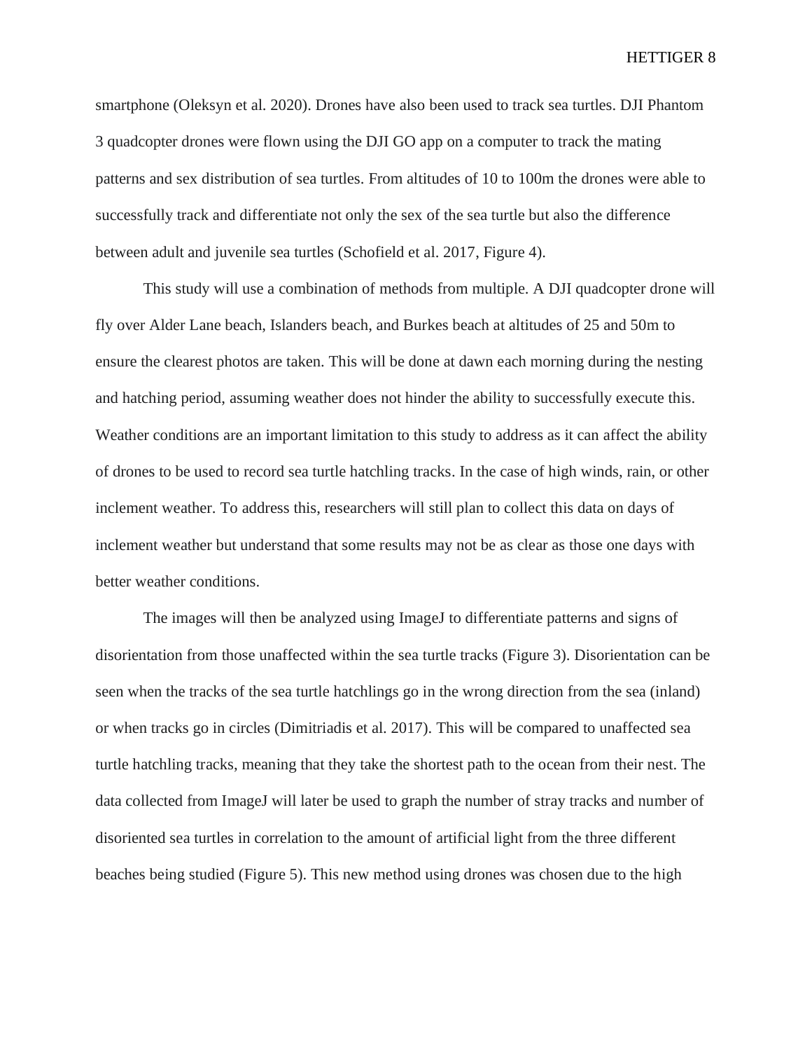smartphone (Oleksyn et al. 2020). Drones have also been used to track sea turtles. DJI Phantom 3 quadcopter drones were flown using the DJI GO app on a computer to track the mating patterns and sex distribution of sea turtles. From altitudes of 10 to 100m the drones were able to successfully track and differentiate not only the sex of the sea turtle but also the difference between adult and juvenile sea turtles (Schofield et al. 2017, Figure 4).

This study will use a combination of methods from multiple. A DJI quadcopter drone will fly over Alder Lane beach, Islanders beach, and Burkes beach at altitudes of 25 and 50m to ensure the clearest photos are taken. This will be done at dawn each morning during the nesting and hatching period, assuming weather does not hinder the ability to successfully execute this. Weather conditions are an important limitation to this study to address as it can affect the ability of drones to be used to record sea turtle hatchling tracks. In the case of high winds, rain, or other inclement weather. To address this, researchers will still plan to collect this data on days of inclement weather but understand that some results may not be as clear as those one days with better weather conditions.

The images will then be analyzed using ImageJ to differentiate patterns and signs of disorientation from those unaffected within the sea turtle tracks (Figure 3). Disorientation can be seen when the tracks of the sea turtle hatchlings go in the wrong direction from the sea (inland) or when tracks go in circles (Dimitriadis et al. 2017). This will be compared to unaffected sea turtle hatchling tracks, meaning that they take the shortest path to the ocean from their nest. The data collected from ImageJ will later be used to graph the number of stray tracks and number of disoriented sea turtles in correlation to the amount of artificial light from the three different beaches being studied (Figure 5). This new method using drones was chosen due to the high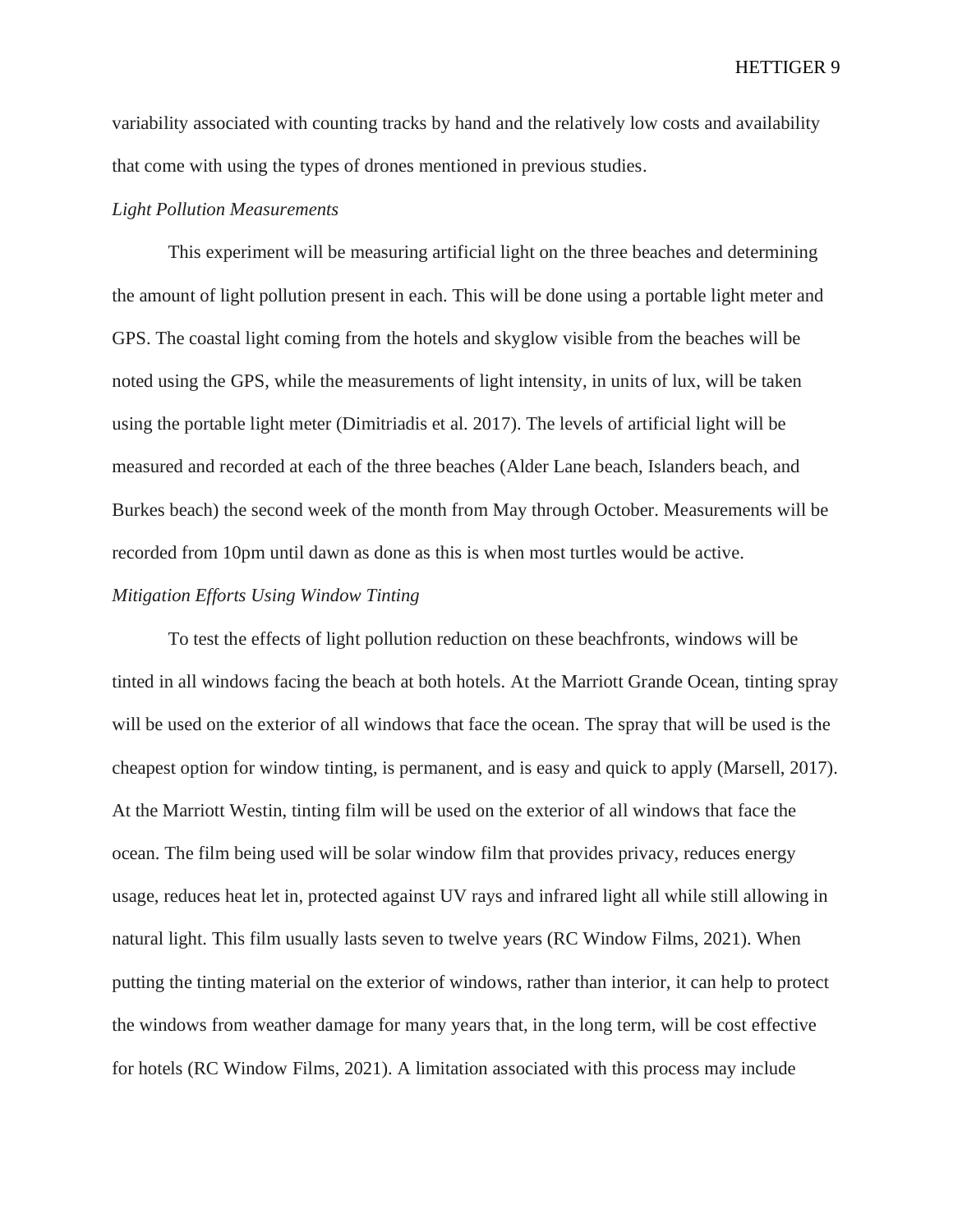variability associated with counting tracks by hand and the relatively low costs and availability that come with using the types of drones mentioned in previous studies.

*Light Pollution Measurements*

This experiment will be measuring artificial light on the three beaches and determining the amount of light pollution present in each. This will be done using a portable light meter and GPS. The coastal light coming from the hotels and skyglow visible from the beaches will be noted using the GPS, while the measurements of light intensity, in units of lux, will be taken using the portable light meter (Dimitriadis et al. 2017). The levels of artificial light will be measured and recorded at each of the three beaches (Alder Lane beach, Islanders beach, and Burkes beach) the second week of the month from May through October. Measurements will be recorded from 10pm until dawn as done as this is when most turtles would be active.

*Mitigation Efforts Using Window Tinting*

To test the effects of light pollution reduction on these beachfronts, windows will be tinted in all windows facing the beach at both hotels. At the Marriott Grande Ocean, tinting spray will be used on the exterior of all windows that face the ocean. The spray that will be used is the cheapest option for window tinting, is permanent, and is easy and quick to apply (Marsell, 2017). At the Marriott Westin, tinting film will be used on the exterior of all windows that face the ocean. The film being used will be solar window film that provides privacy, reduces energy usage, reduces heat let in, protected against UV rays and infrared light all while still allowing in natural light. This film usually lasts seven to twelve years (RC Window Films, 2021). When putting the tinting material on the exterior of windows, rather than interior, it can help to protect the windows from weather damage for many years that, in the long term, will be cost effective for hotels (RC Window Films, 2021). A limitation associated with this process may include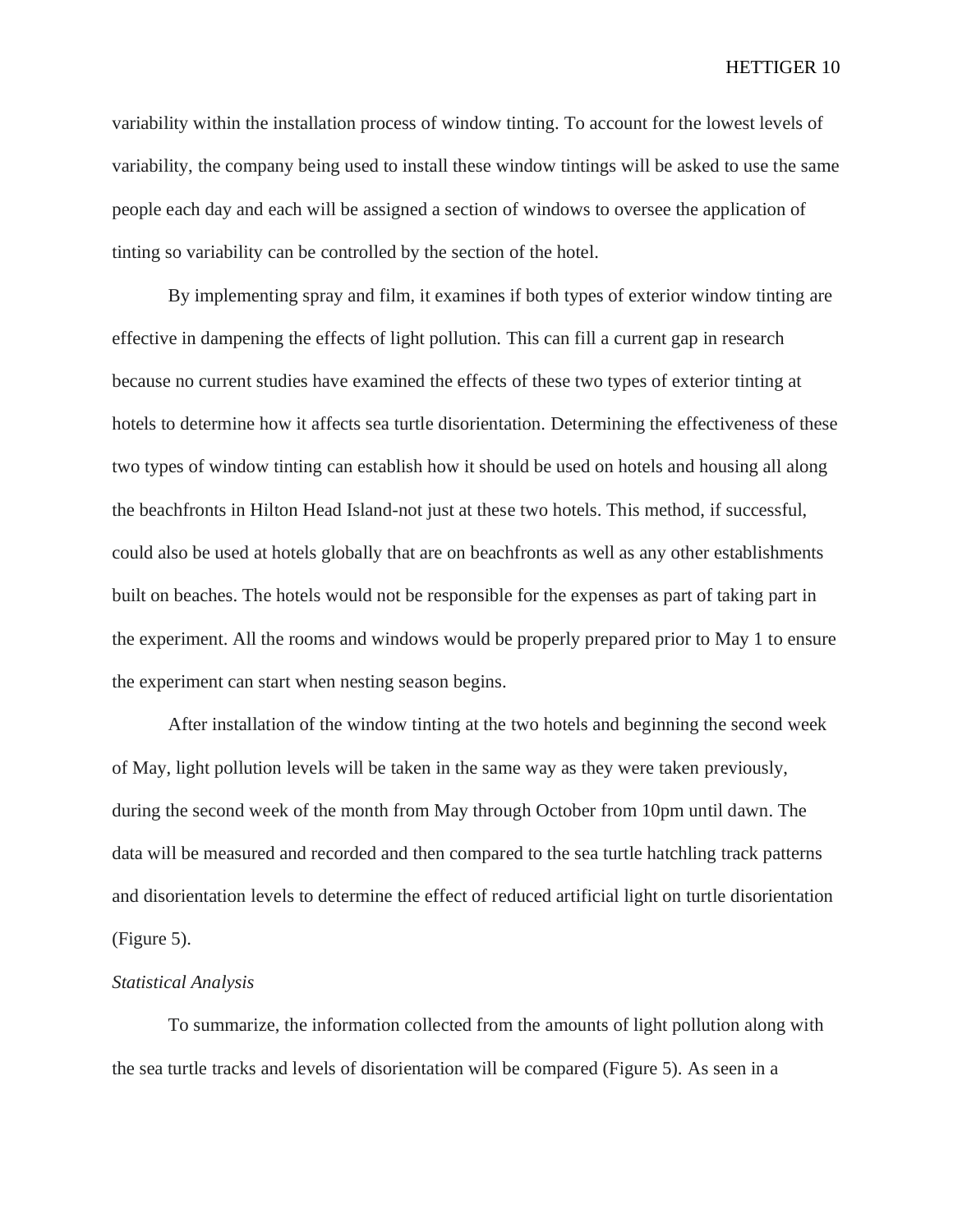variability within the installation process of window tinting. To account for the lowest levels of variability, the company being used to install these window tintings will be asked to use the same people each day and each will be assigned a section of windows to oversee the application of tinting so variability can be controlled by the section of the hotel.

By implementing spray and film, it examines if both types of exterior window tinting are effective in dampening the effects of light pollution. This can fill a current gap in research because no current studies have examined the effects of these two types of exterior tinting at hotels to determine how it affects sea turtle disorientation. Determining the effectiveness of these two types of window tinting can establish how it should be used on hotels and housing all along the beachfronts in Hilton Head Island-not just at these two hotels. This method, if successful, could also be used at hotels globally that are on beachfronts as well as any other establishments built on beaches. The hotels would not be responsible for the expenses as part of taking part in the experiment. All the rooms and windows would be properly prepared prior to May 1 to ensure the experiment can start when nesting season begins.

After installation of the window tinting at the two hotels and beginning the second week of May, light pollution levels will be taken in the same way as they were taken previously, during the second week of the month from May through October from 10pm until dawn. The data will be measured and recorded and then compared to the sea turtle hatchling track patterns and disorientation levels to determine the effect of reduced artificial light on turtle disorientation (Figure 5).

*Statistical Analysis*

To summarize, the information collected from the amounts of light pollution along with the sea turtle tracks and levels of disorientation will be compared (Figure 5). As seen in a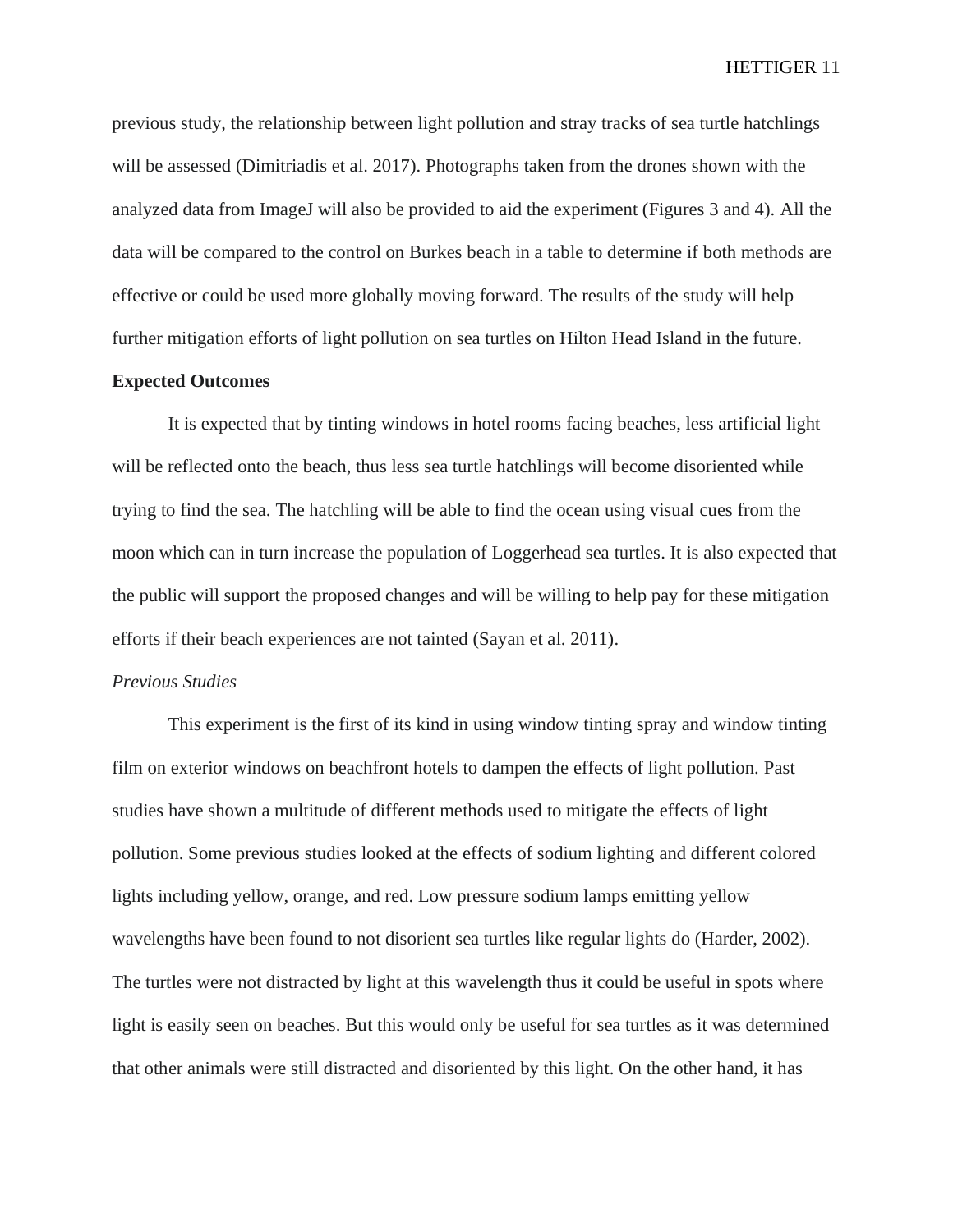previous study, the relationship between light pollution and stray tracks of sea turtle hatchlings will be assessed (Dimitriadis et al. 2017). Photographs taken from the drones shown with the analyzed data from ImageJ will also be provided to aid the experiment (Figures 3 and 4). All the data will be compared to the control on Burkes beach in a table to determine if both methods are effective or could be used more globally moving forward. The results of the study will help further mitigation efforts of light pollution on sea turtles on Hilton Head Island in the future.

**Expected Outcomes**

It is expected that by tinting windows in hotel rooms facing beaches, less artificial light will be reflected onto the beach, thus less sea turtle hatchlings will become disoriented while trying to find the sea. The hatchling will be able to find the ocean using visual cues from the moon which can in turn increase the population of Loggerhead sea turtles. It is also expected that the public will support the proposed changes and will be willing to help pay for these mitigation efforts if their beach experiences are not tainted (Sayan et al. 2011).

*Previous Studies*

This experiment is the first of its kind in using window tinting spray and window tinting film on exterior windows on beachfront hotels to dampen the effects of light pollution. Past studies have shown a multitude of different methods used to mitigate the effects of light pollution. Some previous studies looked at the effects of sodium lighting and different colored lights including yellow, orange, and red. Low pressure sodium lamps emitting yellow wavelengths have been found to not disorient sea turtles like regular lights do (Harder, 2002). The turtles were not distracted by light at this wavelength thus it could be useful in spots where light is easily seen on beaches. But this would only be useful for sea turtles as it was determined that other animals were still distracted and disoriented by this light. On the other hand, it has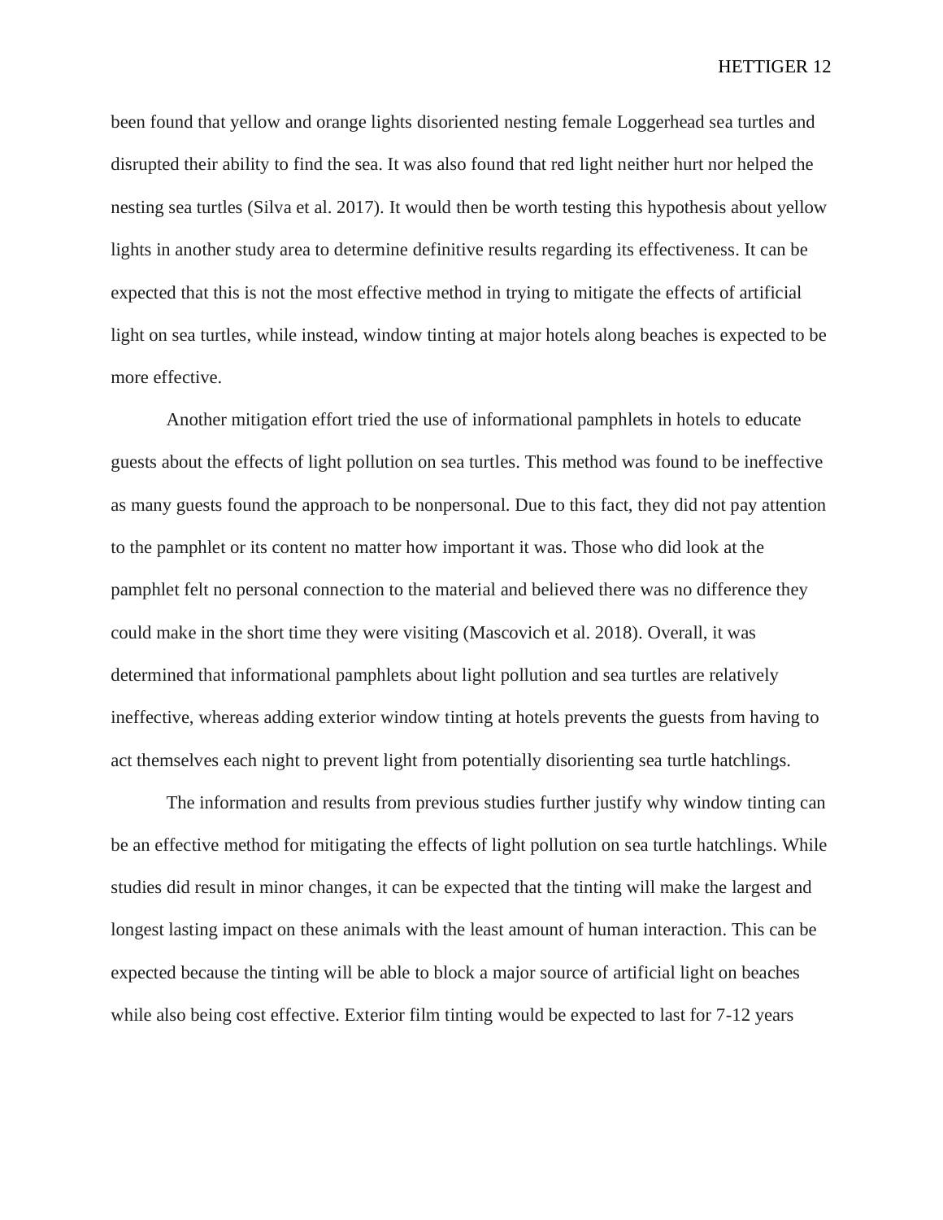been found that yellow and orange lights disoriented nesting female Loggerhead sea turtles and disrupted their ability to find the sea. It was also found that red light neither hurt nor helped the nesting sea turtles (Silva et al. 2017). It would then be worth testing this hypothesis about yellow lights in another study area to determine definitive results regarding its effectiveness. It can be expected that this is not the most effective method in trying to mitigate the effects of artificial light on sea turtles, while instead, window tinting at major hotels along beaches is expected to be more effective.

Another mitigation effort tried the use of informational pamphlets in hotels to educate guests about the effects of light pollution on sea turtles. This method was found to be ineffective as many guests found the approach to be nonpersonal. Due to this fact, they did not pay attention to the pamphlet or its content no matter how important it was. Those who did look at the pamphlet felt no personal connection to the material and believed there was no difference they could make in the short time they were visiting (Mascovich et al. 2018). Overall, it was determined that informational pamphlets about light pollution and sea turtles are relatively ineffective, whereas adding exterior window tinting at hotels prevents the guests from having to act themselves each night to prevent light from potentially disorienting sea turtle hatchlings.

The information and results from previous studies further justify why window tinting can be an effective method for mitigating the effects of light pollution on sea turtle hatchlings. While studies did result in minor changes, it can be expected that the tinting will make the largest and longest lasting impact on these animals with the least amount of human interaction. This can be expected because the tinting will be able to block a major source of artificial light on beaches while also being cost effective. Exterior film tinting would be expected to last for 7-12 years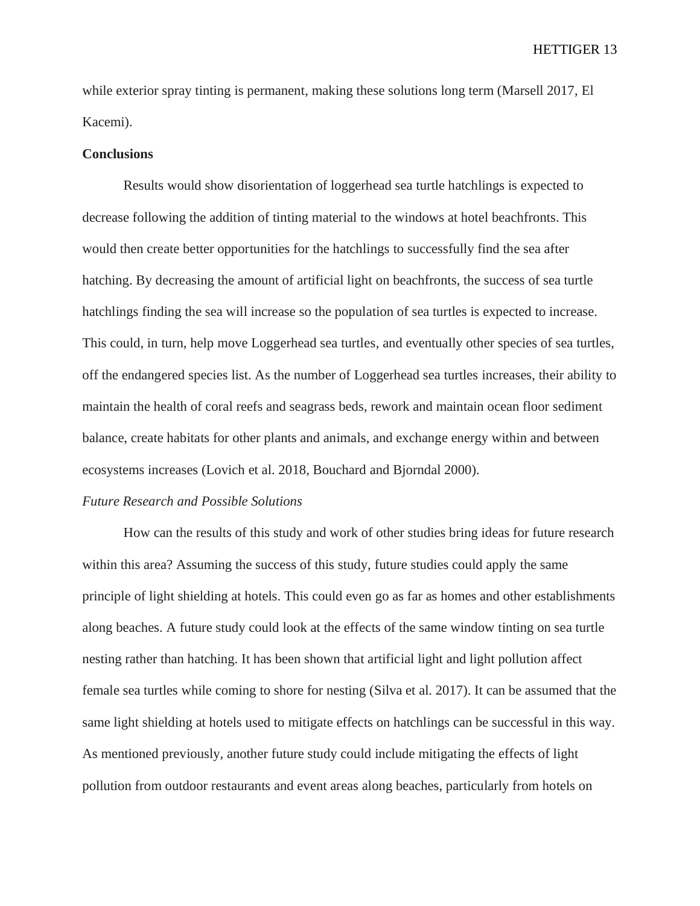while exterior spray tinting is permanent, making these solutions long term (Marsell 2017, El Kacemi).

**Conclusions**

Results would show disorientation of loggerhead sea turtle hatchlings is expected to decrease following the addition of tinting material to the windows at hotel beachfronts. This would then create better opportunities for the hatchlings to successfully find the sea after hatching. By decreasing the amount of artificial light on beachfronts, the success of sea turtle hatchlings finding the sea will increase so the population of sea turtles is expected to increase. This could, in turn, help move Loggerhead sea turtles, and eventually other species of sea turtles, off the endangered species list. As the number of Loggerhead sea turtles increases, their ability to maintain the health of coral reefs and seagrass beds, rework and maintain ocean floor sediment balance, create habitats for other plants and animals, and exchange energy within and between ecosystems increases (Lovich et al. 2018, Bouchard and Bjorndal 2000).

*Future Research and Possible Solutions*

How can the results of this study and work of other studies bring ideas for future research within this area? Assuming the success of this study, future studies could apply the same principle of light shielding at hotels. This could even go as far as homes and other establishments along beaches. A future study could look at the effects of the same window tinting on sea turtle nesting rather than hatching. It has been shown that artificial light and light pollution affect female sea turtles while coming to shore for nesting (Silva et al. 2017). It can be assumed that the same light shielding at hotels used to mitigate effects on hatchlings can be successful in this way. As mentioned previously, another future study could include mitigating the effects of light pollution from outdoor restaurants and event areas along beaches, particularly from hotels on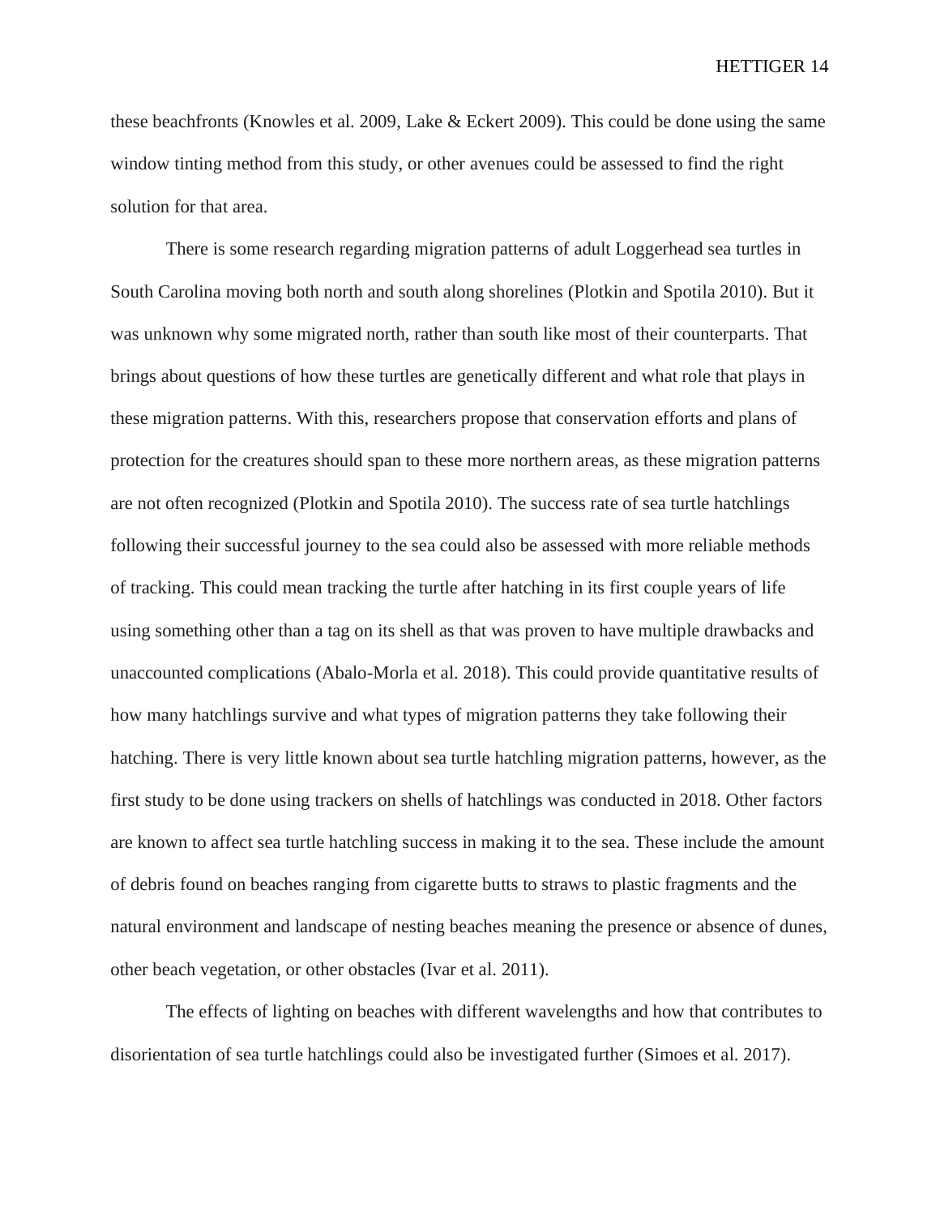these beachfronts (Knowles et al. 2009, Lake & Eckert 2009). This could be done using the same window tinting method from this study, or other avenues could be assessed to find the right solution for that area.

There is some research regarding migration patterns of adult Loggerhead sea turtles in South Carolina moving both north and south along shorelines (Plotkin and Spotila 2010). But it was unknown why some migrated north, rather than south like most of their counterparts. That brings about questions of how these turtles are genetically different and what role that plays in these migration patterns. With this, researchers propose that conservation efforts and plans of protection for the creatures should span to these more northern areas, as these migration patterns are not often recognized (Plotkin and Spotila 2010). The success rate of sea turtle hatchlings following their successful journey to the sea could also be assessed with more reliable methods of tracking. This could mean tracking the turtle after hatching in its first couple years of life using something other than a tag on its shell as that was proven to have multiple drawbacks and unaccounted complications (Abalo-Morla et al. 2018). This could provide quantitative results of how many hatchlings survive and what types of migration patterns they take following their hatching. There is very little known about sea turtle hatchling migration patterns, however, as the first study to be done using trackers on shells of hatchlings was conducted in 2018. Other factors are known to affect sea turtle hatchling success in making it to the sea. These include the amount of debris found on beaches ranging from cigarette butts to straws to plastic fragments and the natural environment and landscape of nesting beaches meaning the presence or absence of dunes, other beach vegetation, or other obstacles (Ivar et al. 2011).

The effects of lighting on beaches with different wavelengths and how that contributes to disorientation of sea turtle hatchlings could also be investigated further (Simoes et al. 2017).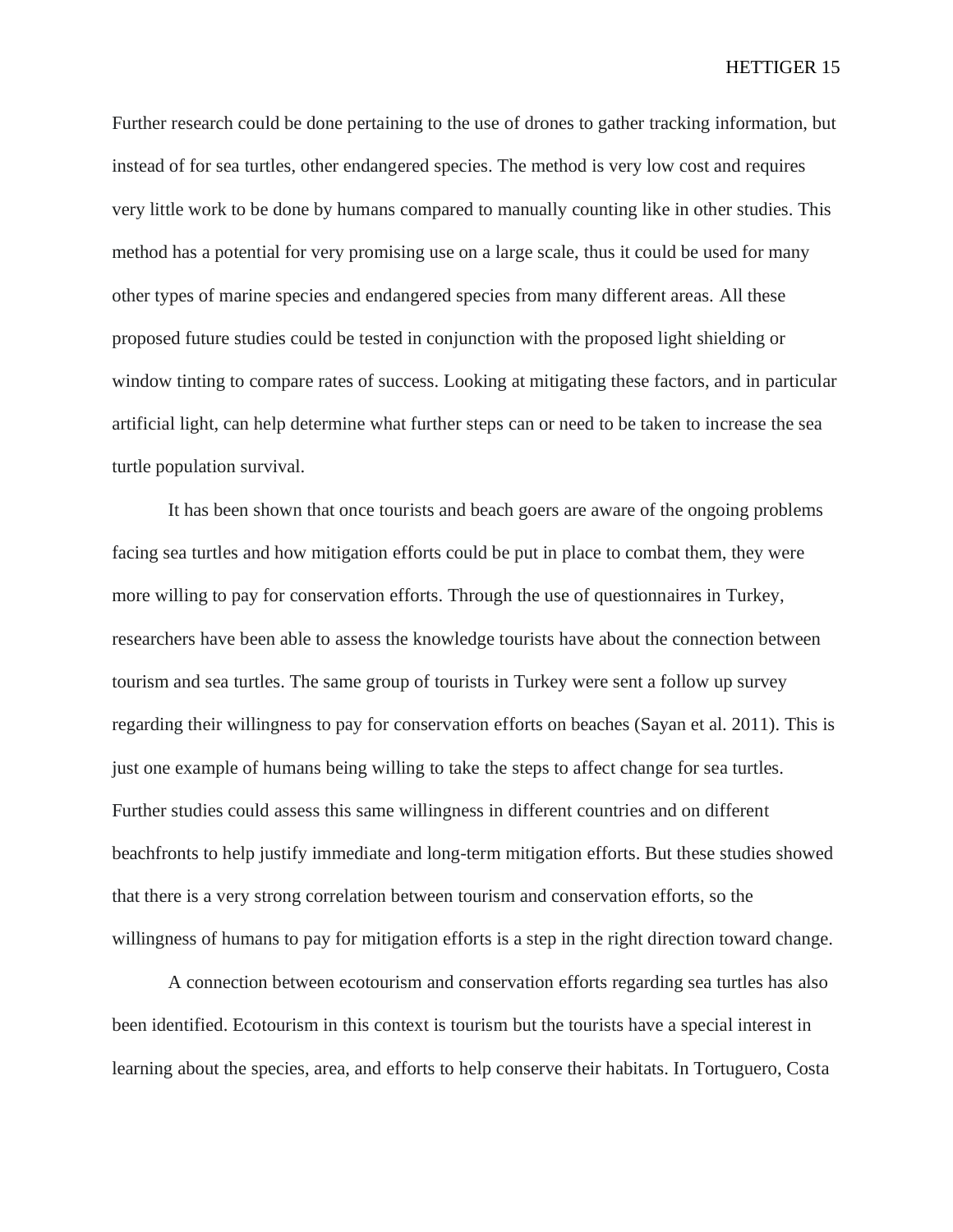Further research could be done pertaining to the use of drones to gather tracking information, but instead of for sea turtles, other endangered species. The method is very low cost and requires very little work to be done by humans compared to manually counting like in other studies. This method has a potential for very promising use on a large scale, thus it could be used for many other types of marine species and endangered species from many different areas. All these proposed future studies could be tested in conjunction with the proposed light shielding or window tinting to compare rates of success. Looking at mitigating these factors, and in particular artificial light, can help determine what further steps can or need to be taken to increase the sea turtle population survival.

It has been shown that once tourists and beach goers are aware of the ongoing problems facing sea turtles and how mitigation efforts could be put in place to combat them, they were more willing to pay for conservation efforts. Through the use of questionnaires in Turkey, researchers have been able to assess the knowledge tourists have about the connection between tourism and sea turtles. The same group of tourists in Turkey were sent a follow up survey regarding their willingness to pay for conservation efforts on beaches (Sayan et al. 2011). This is just one example of humans being willing to take the steps to affect change for sea turtles. Further studies could assess this same willingness in different countries and on different beachfronts to help justify immediate and long-term mitigation efforts. But these studies showed that there is a very strong correlation between tourism and conservation efforts, so the willingness of humans to pay for mitigation efforts is a step in the right direction toward change.

A connection between ecotourism and conservation efforts regarding sea turtles has also been identified. Ecotourism in this context is tourism but the tourists have a special interest in learning about the species, area, and efforts to help conserve their habitats. In Tortuguero, Costa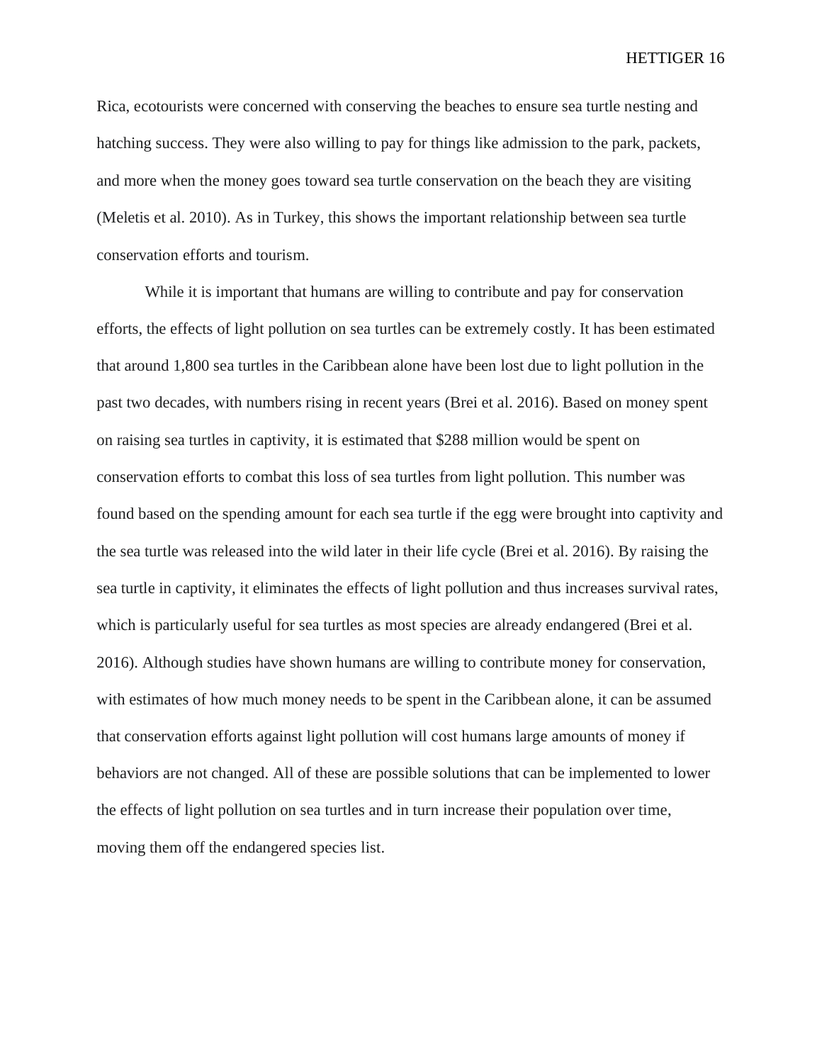Rica, ecotourists were concerned with conserving the beaches to ensure sea turtle nesting and hatching success. They were also willing to pay for things like admission to the park, packets, and more when the money goes toward sea turtle conservation on the beach they are visiting (Meletis et al. 2010). As in Turkey, this shows the important relationship between sea turtle conservation efforts and tourism.

While it is important that humans are willing to contribute and pay for conservation efforts, the effects of light pollution on sea turtles can be extremely costly. It has been estimated that around 1,800 sea turtles in the Caribbean alone have been lost due to light pollution in the past two decades, with numbers rising in recent years (Brei et al. 2016). Based on money spent on raising sea turtles in captivity, it is estimated that $288 million would be spent on conservation efforts to combat this loss of sea turtles from light pollution. This number was found based on the spending amount for each sea turtle if the egg were brought into captivity and the sea turtle was released into the wild later in their life cycle (Brei et al. 2016). By raising the sea turtle in captivity, it eliminates the effects of light pollution and thus increases survival rates, which is particularly useful for sea turtles as most species are already endangered (Brei et al. 2016). Although studies have shown humans are willing to contribute money for conservation, with estimates of how much money needs to be spent in the Caribbean alone, it can be assumed that conservation efforts against light pollution will cost humans large amounts of money if behaviors are not changed. All of these are possible solutions that can be implemented to lower the effects of light pollution on sea turtles and in turn increase their population over time, moving them off the endangered species list.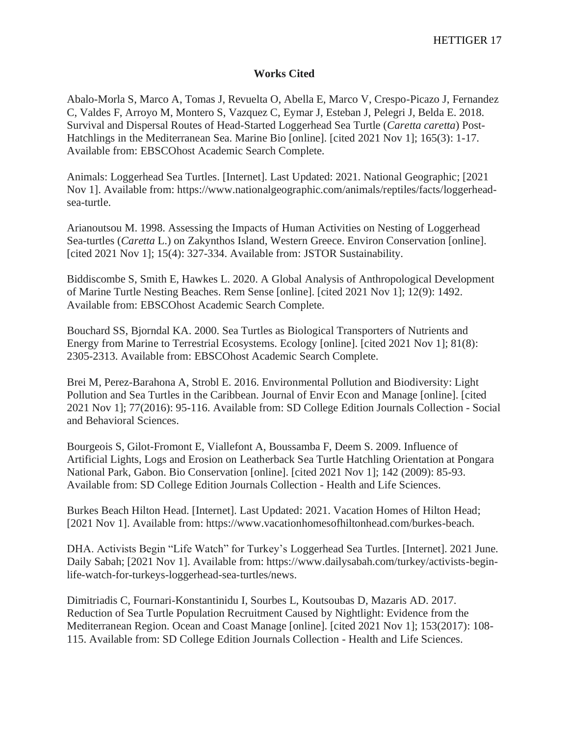**Works Cited**

Abalo-Morla S, Marco A, Tomas J, Revuelta O, Abella E, Marco V, Crespo-Picazo J, Fernandez C, Valdes F, Arroyo M, Montero S, Vazquez C, Eymar J, Esteban J, Pelegri J, Belda E. 2018. Survival and Dispersal Routes of Head-Started Loggerhead Sea Turtle (*Caretta caretta*) Post-Hatchlings in the Mediterranean Sea. Marine Bio [online]. [cited 2021 Nov 1]; 165(3): 1-17. Available from: EBSCOhost Academic Search Complete.

Animals: Loggerhead Sea Turtles. [Internet]. Last Updated: 2021. National Geographic; [2021 Nov 1]. Available from: https://www.nationalgeographic.com/animals/reptiles/facts/loggerhead-sea-turtle.

Arianoutsou M. 1998. Assessing the Impacts of Human Activities on Nesting of Loggerhead Sea-turtles (*Caretta* L.) on Zakynthos Island, Western Greece. Environ Conservation [online]. [cited 2021 Nov 1]; 15(4): 327-334. Available from: JSTOR Sustainability.

Biddiscombe S, Smith E, Hawkes L. 2020. A Global Analysis of Anthropological Development of Marine Turtle Nesting Beaches. Rem Sense [online]. [cited 2021 Nov 1]; 12(9): 1492. Available from: EBSCOhost Academic Search Complete.

Bouchard SS, Bjorndal KA. 2000. Sea Turtles as Biological Transporters of Nutrients and Energy from Marine to Terrestrial Ecosystems. Ecology [online]. [cited 2021 Nov 1]; 81(8): 2305-2313. Available from: EBSCOhost Academic Search Complete.

Brei M, Perez-Barahona A, Strobl E. 2016. Environmental Pollution and Biodiversity: Light Pollution and Sea Turtles in the Caribbean. Journal of Envir Econ and Manage [online]. [cited 2021 Nov 1]; 77(2016): 95-116. Available from: SD College Edition Journals Collection - Social and Behavioral Sciences.

Bourgeois S, Gilot-Fromont E, Viallefont A, Boussamba F, Deem S. 2009. Influence of Artificial Lights, Logs and Erosion on Leatherback Sea Turtle Hatchling Orientation at Pongara National Park, Gabon. Bio Conservation [online]. [cited 2021 Nov 1]; 142 (2009): 85-93. Available from: SD College Edition Journals Collection - Health and Life Sciences.

Burkes Beach Hilton Head. [Internet]. Last Updated: 2021. Vacation Homes of Hilton Head; [2021 Nov 1]. Available from: https://www.vacationhomesofhiltonhead.com/burkes-beach.

DHA. Activists Begin "Life Watch" for Turkey's Loggerhead Sea Turtles. [Internet]. 2021 June. Daily Sabah; [2021 Nov 1]. Available from: https://www.dailysabah.com/turkey/activists-begin-life-watch-for-turkeys-loggerhead-sea-turtles/news.

Dimitriadis C, Fournari-Konstantinidu I, Sourbes L, Koutsoubas D, Mazaris AD. 2017. Reduction of Sea Turtle Population Recruitment Caused by Nightlight: Evidence from the Mediterranean Region. Ocean and Coast Manage [online]. [cited 2021 Nov 1]; 153(2017): 108-115. Available from: SD College Edition Journals Collection - Health and Life Sciences.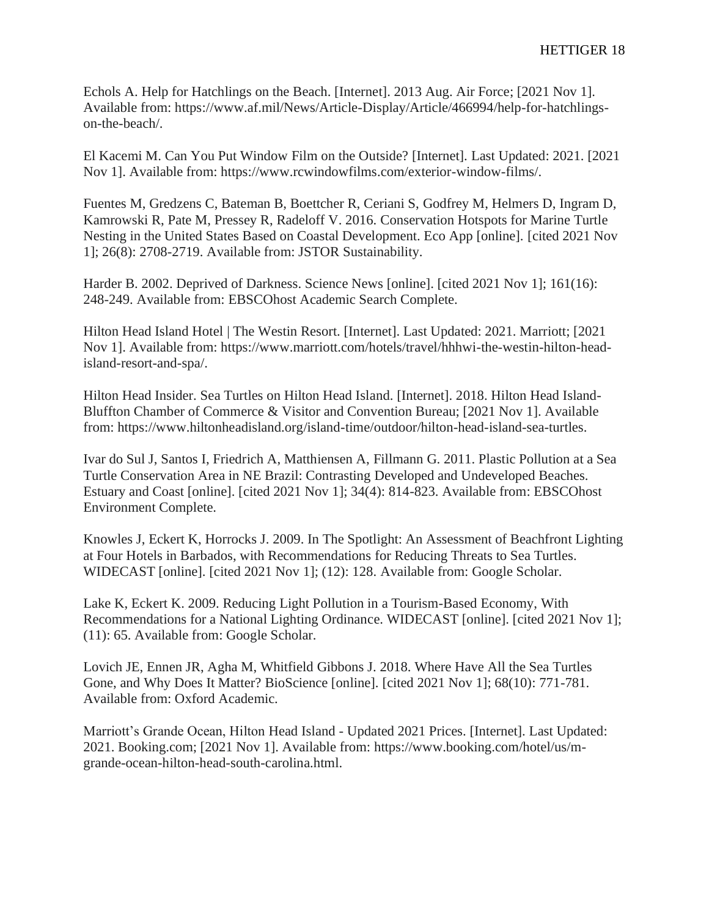Echols A. Help for Hatchlings on the Beach. [Internet]. 2013 Aug. Air Force; [2021 Nov 1]. Available from: https://www.af.mil/News/Article-Display/Article/466994/help-for-hatchlings-on-the-beach/.

El Kacemi M. Can You Put Window Film on the Outside? [Internet]. Last Updated: 2021. [2021 Nov 1]. Available from: https://www.rcwindowfilms.com/exterior-window-films/.

Fuentes M, Gredzens C, Bateman B, Boettcher R, Ceriani S, Godfrey M, Helmers D, Ingram D, Kamrowski R, Pate M, Pressey R, Radeloff V. 2016. Conservation Hotspots for Marine Turtle Nesting in the United States Based on Coastal Development. Eco App [online]. [cited 2021 Nov 1]; 26(8): 2708-2719. Available from: JSTOR Sustainability.

Harder B. 2002. Deprived of Darkness. Science News [online]. [cited 2021 Nov 1]; 161(16): 248-249. Available from: EBSCOhost Academic Search Complete.

Hilton Head Island Hotel | The Westin Resort. [Internet]. Last Updated: 2021. Marriott; [2021 Nov 1]. Available from: https://www.marriott.com/hotels/travel/hhhwi-the-westin-hilton-head-island-resort-and-spa/.

Hilton Head Insider. Sea Turtles on Hilton Head Island. [Internet]. 2018. Hilton Head Island-Bluffton Chamber of Commerce & Visitor and Convention Bureau; [2021 Nov 1]. Available from: https://www.hiltonheadisland.org/island-time/outdoor/hilton-head-island-sea-turtles.

Ivar do Sul J, Santos I, Friedrich A, Matthiensen A, Fillmann G. 2011. Plastic Pollution at a Sea Turtle Conservation Area in NE Brazil: Contrasting Developed and Undeveloped Beaches. Estuary and Coast [online]. [cited 2021 Nov 1]; 34(4): 814-823. Available from: EBSCOhost Environment Complete.

Knowles J, Eckert K, Horrocks J. 2009. In The Spotlight: An Assessment of Beachfront Lighting at Four Hotels in Barbados, with Recommendations for Reducing Threats to Sea Turtles. WIDECAST [online]. [cited 2021 Nov 1]; (12): 128. Available from: Google Scholar.

Lake K, Eckert K. 2009. Reducing Light Pollution in a Tourism-Based Economy, With Recommendations for a National Lighting Ordinance. WIDECAST [online]. [cited 2021 Nov 1]; (11): 65. Available from: Google Scholar.

Lovich JE, Ennen JR, Agha M, Whitfield Gibbons J. 2018. Where Have All the Sea Turtles Gone, and Why Does It Matter? BioScience [online]. [cited 2021 Nov 1]; 68(10): 771-781. Available from: Oxford Academic.

Marriott's Grande Ocean, Hilton Head Island - Updated 2021 Prices. [Internet]. Last Updated: 2021. Booking.com; [2021 Nov 1]. Available from: https://www.booking.com/hotel/us/m-grande-ocean-hilton-head-south-carolina.html.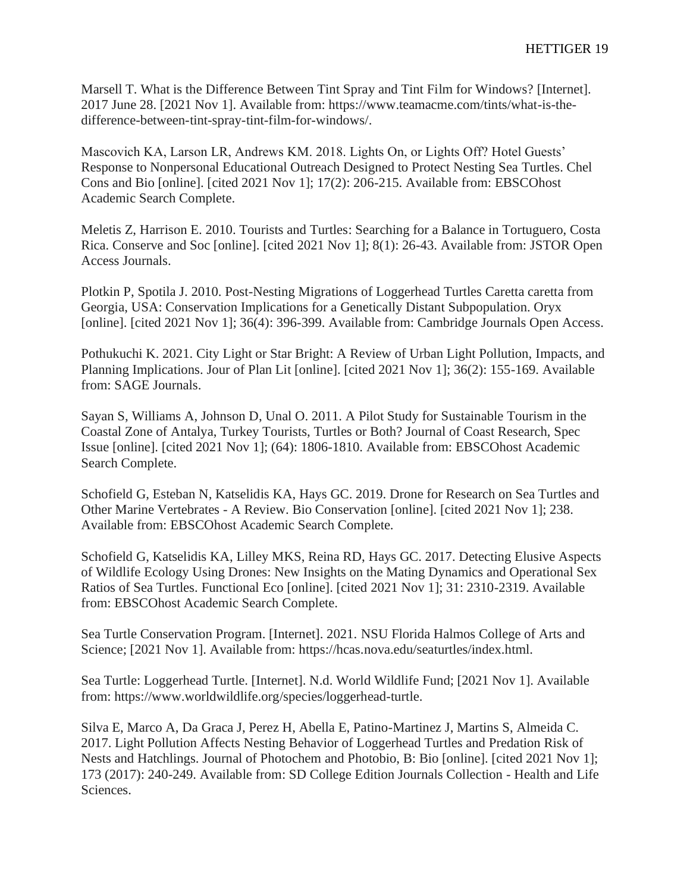Marsell T. What is the Difference Between Tint Spray and Tint Film for Windows? [Internet]. 2017 June 28. [2021 Nov 1]. Available from: https://www.teamacme.com/tints/what-is-the-difference-between-tint-spray-tint-film-for-windows/.

Mascovich KA, Larson LR, Andrews KM. 2018. Lights On, or Lights Off? Hotel Guests' Response to Nonpersonal Educational Outreach Designed to Protect Nesting Sea Turtles. Chel Cons and Bio [online]. [cited 2021 Nov 1]; 17(2): 206-215. Available from: EBSCOhost Academic Search Complete.

Meletis Z, Harrison E. 2010. Tourists and Turtles: Searching for a Balance in Tortuguero, Costa Rica. Conserve and Soc [online]. [cited 2021 Nov 1]; 8(1): 26-43. Available from: JSTOR Open Access Journals.

Plotkin P, Spotila J. 2010. Post-Nesting Migrations of Loggerhead Turtles Caretta caretta from Georgia, USA: Conservation Implications for a Genetically Distant Subpopulation. Oryx [online]. [cited 2021 Nov 1]; 36(4): 396-399. Available from: Cambridge Journals Open Access.

Pothukuchi K. 2021. City Light or Star Bright: A Review of Urban Light Pollution, Impacts, and Planning Implications. Jour of Plan Lit [online]. [cited 2021 Nov 1]; 36(2): 155-169. Available from: SAGE Journals.

Sayan S, Williams A, Johnson D, Unal O. 2011. A Pilot Study for Sustainable Tourism in the Coastal Zone of Antalya, Turkey Tourists, Turtles or Both? Journal of Coast Research, Spec Issue [online]. [cited 2021 Nov 1]; (64): 1806-1810. Available from: EBSCOhost Academic Search Complete.

Schofield G, Esteban N, Katselidis KA, Hays GC. 2019. Drone for Research on Sea Turtles and Other Marine Vertebrates - A Review. Bio Conservation [online]. [cited 2021 Nov 1]; 238. Available from: EBSCOhost Academic Search Complete.

Schofield G, Katselidis KA, Lilley MKS, Reina RD, Hays GC. 2017. Detecting Elusive Aspects of Wildlife Ecology Using Drones: New Insights on the Mating Dynamics and Operational Sex Ratios of Sea Turtles. Functional Eco [online]. [cited 2021 Nov 1]; 31: 2310-2319. Available from: EBSCOhost Academic Search Complete.

Sea Turtle Conservation Program. [Internet]. 2021. NSU Florida Halmos College of Arts and Science; [2021 Nov 1]. Available from: https://hcas.nova.edu/seaturtles/index.html.

Sea Turtle: Loggerhead Turtle. [Internet]. N.d. World Wildlife Fund; [2021 Nov 1]. Available from: https://www.worldwildlife.org/species/loggerhead-turtle.

Silva E, Marco A, Da Graca J, Perez H, Abella E, Patino-Martinez J, Martins S, Almeida C. 2017. Light Pollution Affects Nesting Behavior of Loggerhead Turtles and Predation Risk of Nests and Hatchlings. Journal of Photochem and Photobio, B: Bio [online]. [cited 2021 Nov 1]; 173 (2017): 240-249. Available from: SD College Edition Journals Collection - Health and Life Sciences.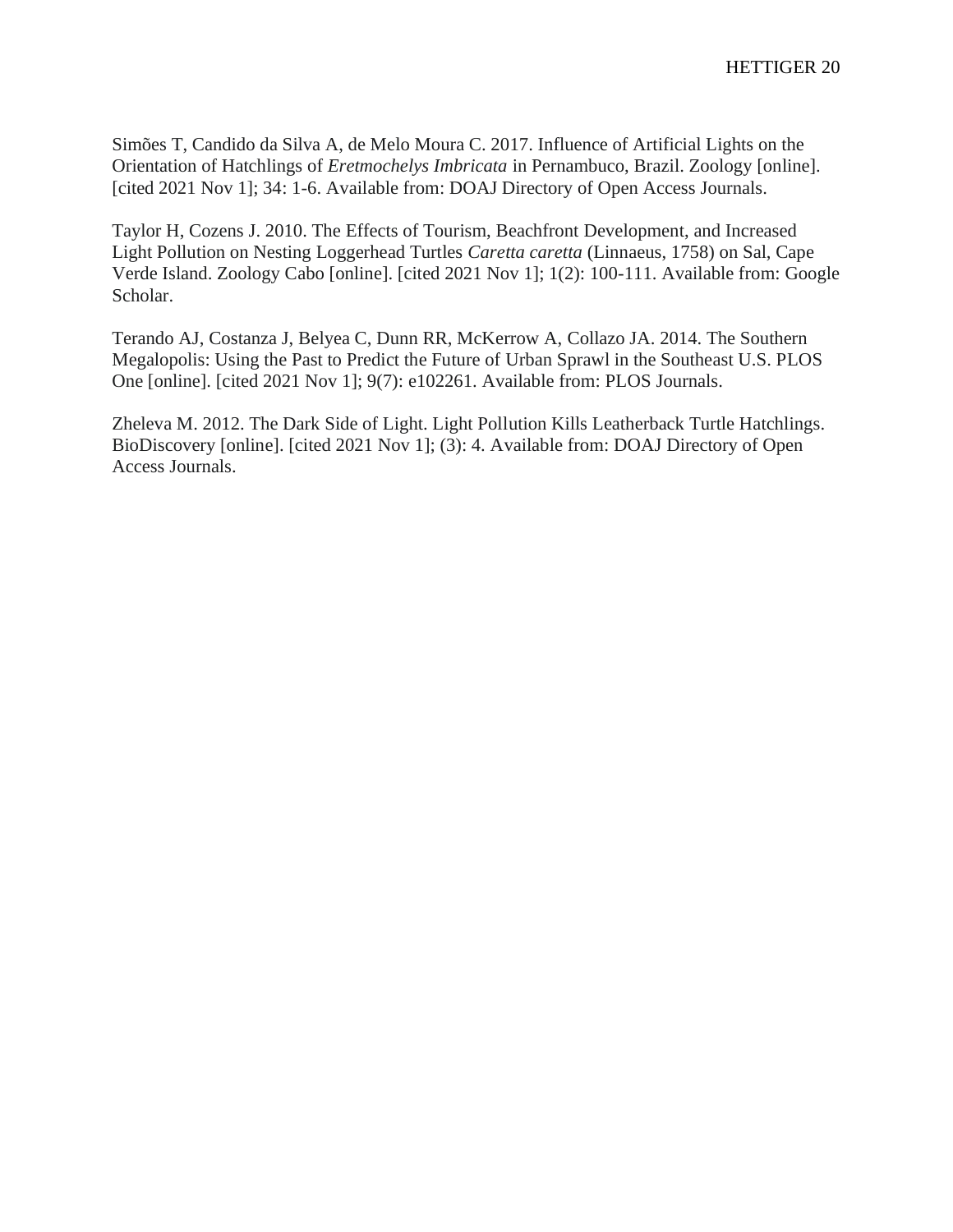Simões T, Candido da Silva A, de Melo Moura C. 2017. Influence of Artificial Lights on the Orientation of Hatchlings of *Eretmochelys Imbricata* in Pernambuco, Brazil. Zoology [online]. [cited 2021 Nov 1]; 34: 1-6. Available from: DOAJ Directory of Open Access Journals.

Taylor H, Cozens J. 2010. The Effects of Tourism, Beachfront Development, and Increased Light Pollution on Nesting Loggerhead Turtles *Caretta caretta* (Linnaeus, 1758) on Sal, Cape Verde Island. Zoology Cabo [online]. [cited 2021 Nov 1]; 1(2): 100-111. Available from: Google Scholar.

Terando AJ, Costanza J, Belyea C, Dunn RR, McKerrow A, Collazo JA. 2014. The Southern Megalopolis: Using the Past to Predict the Future of Urban Sprawl in the Southeast U.S. PLOS One [online]. [cited 2021 Nov 1]; 9(7): e102261. Available from: PLOS Journals.

Zheleva M. 2012. The Dark Side of Light. Light Pollution Kills Leatherback Turtle Hatchlings. BioDiscovery [online]. [cited 2021 Nov 1]; (3): 4. Available from: DOAJ Directory of Open Access Journals.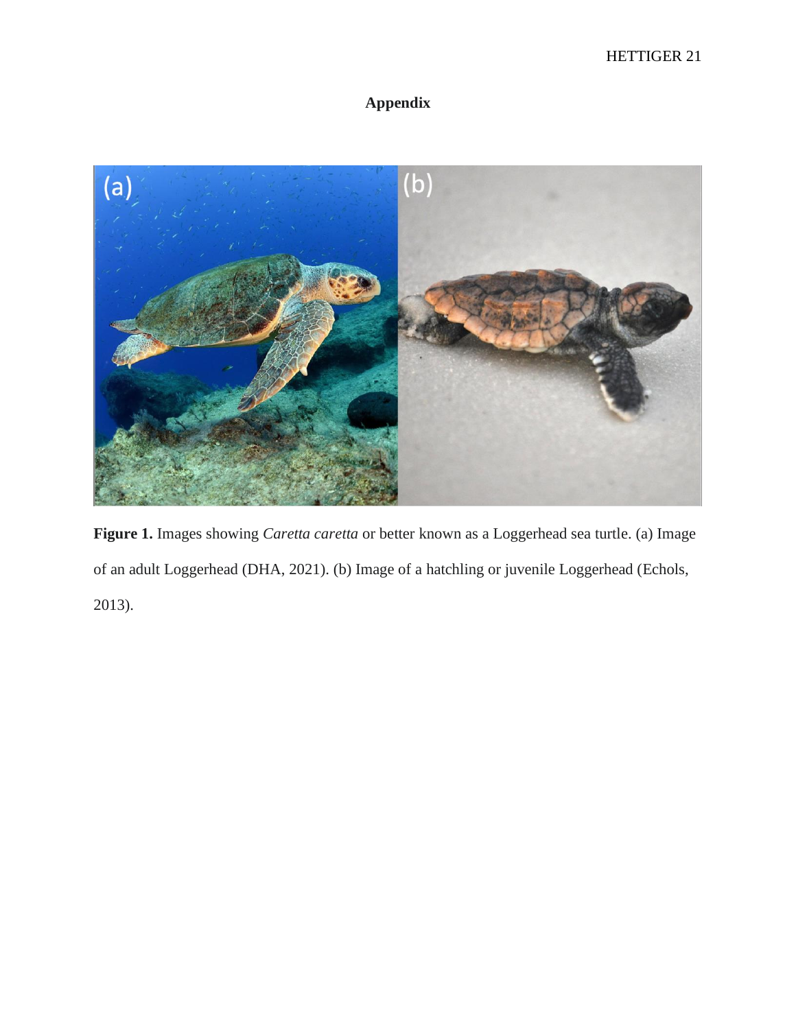# Appendix

**Figure 1.** Images showing *Caretta caretta* or better known as a Loggerhead sea turtle. (a) Image of an adult Loggerhead (DHA, 2021). (b) Image of a hatchling or juvenile Loggerhead (Echols, 2013).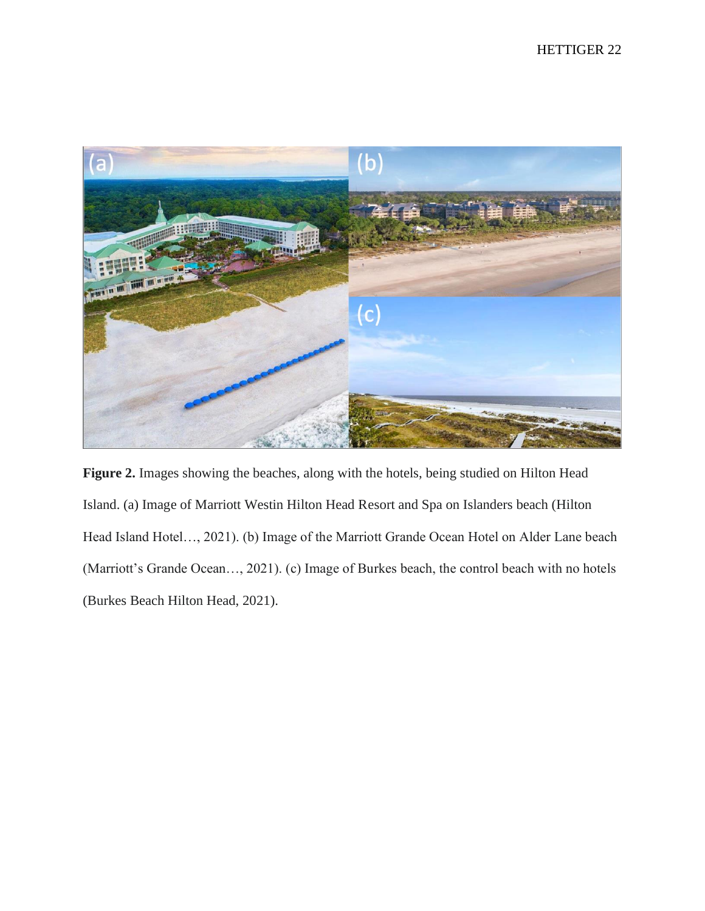**Figure 2.** Images showing the beaches, along with the hotels, being studied on Hilton Head Island. (a) Image of Marriott Westin Hilton Head Resort and Spa on Islanders beach (Hilton Head Island Hotel…, 2021). (b) Image of the Marriott Grande Ocean Hotel on Alder Lane beach (Marriott's Grande Ocean…, 2021). (c) Image of Burkes beach, the control beach with no hotels (Burkes Beach Hilton Head, 2021).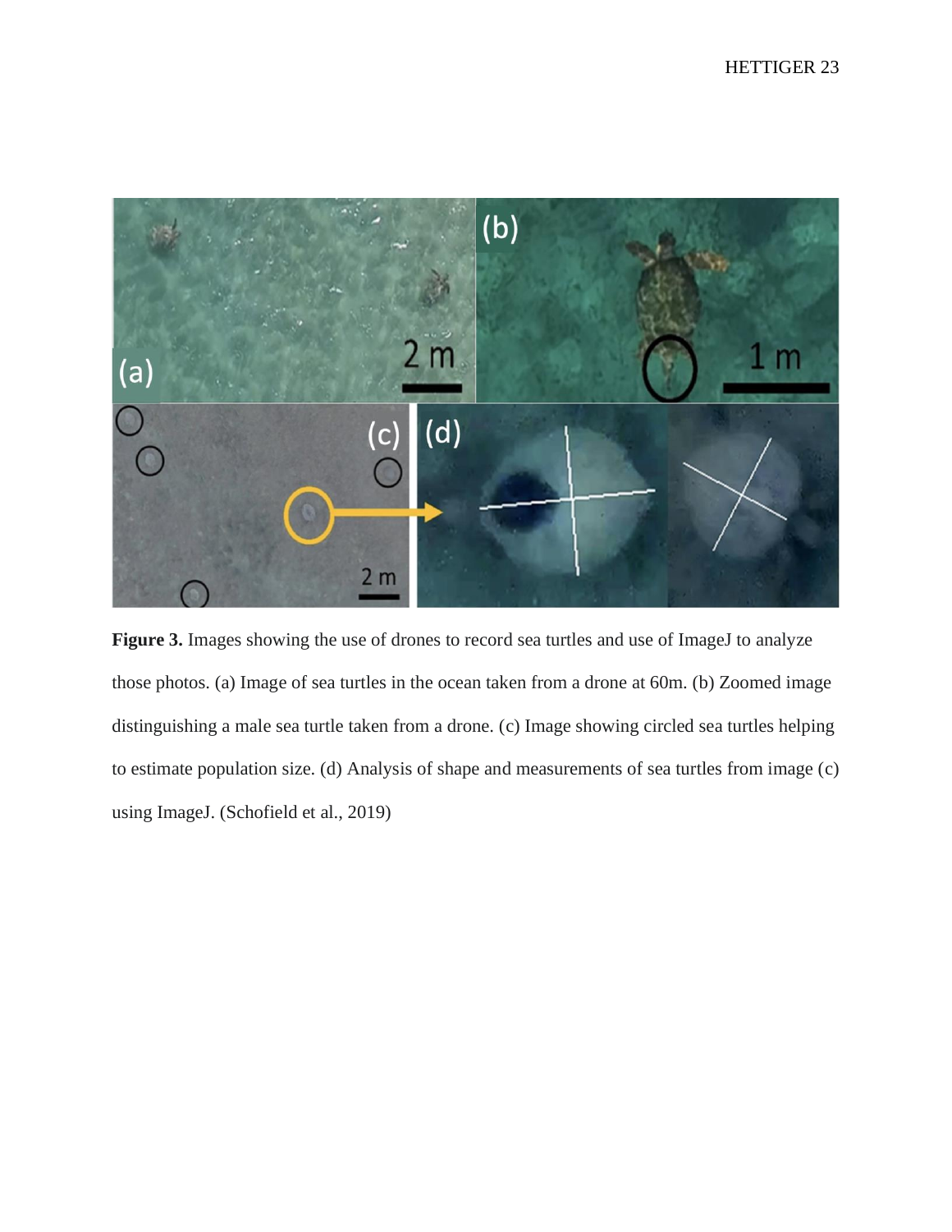**Figure 3.** Images showing the use of drones to record sea turtles and use of ImageJ to analyze those photos. (a) Image of sea turtles in the ocean taken from a drone at 60m. (b) Zoomed image distinguishing a male sea turtle taken from a drone. (c) Image showing circled sea turtles helping to estimate population size. (d) Analysis of shape and measurements of sea turtles from image (c) using ImageJ. (Schofield et al., 2019)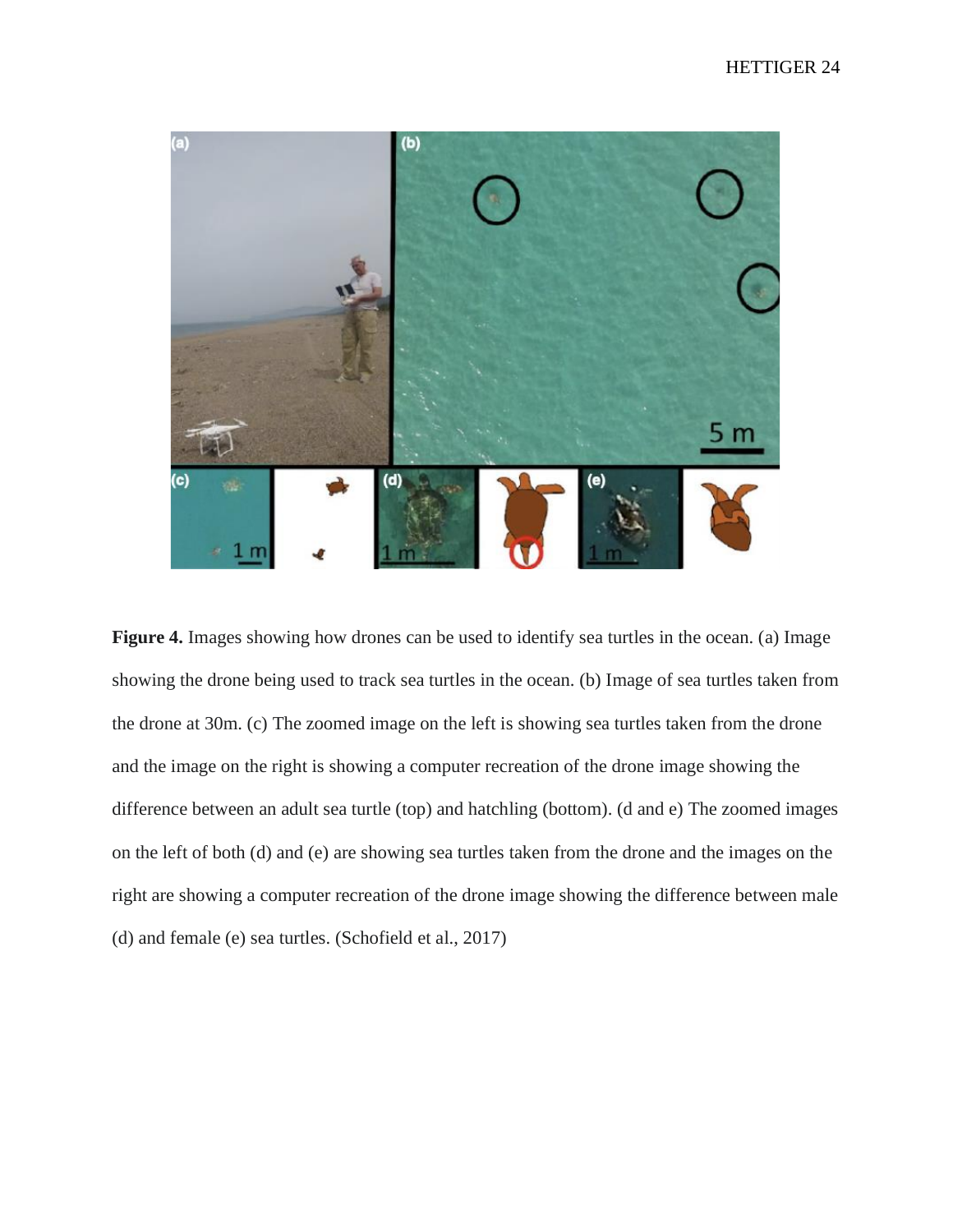**Figure 4.** Images showing how drones can be used to identify sea turtles in the ocean. (a) Image showing the drone being used to track sea turtles in the ocean. (b) Image of sea turtles taken from the drone at 30m. (c) The zoomed image on the left is showing sea turtles taken from the drone and the image on the right is showing a computer recreation of the drone image showing the difference between an adult sea turtle (top) and hatchling (bottom). (d and e) The zoomed images on the left of both (d) and (e) are showing sea turtles taken from the drone and the images on the right are showing a computer recreation of the drone image showing the difference between male (d) and female (e) sea turtles. (Schofield et al., 2017)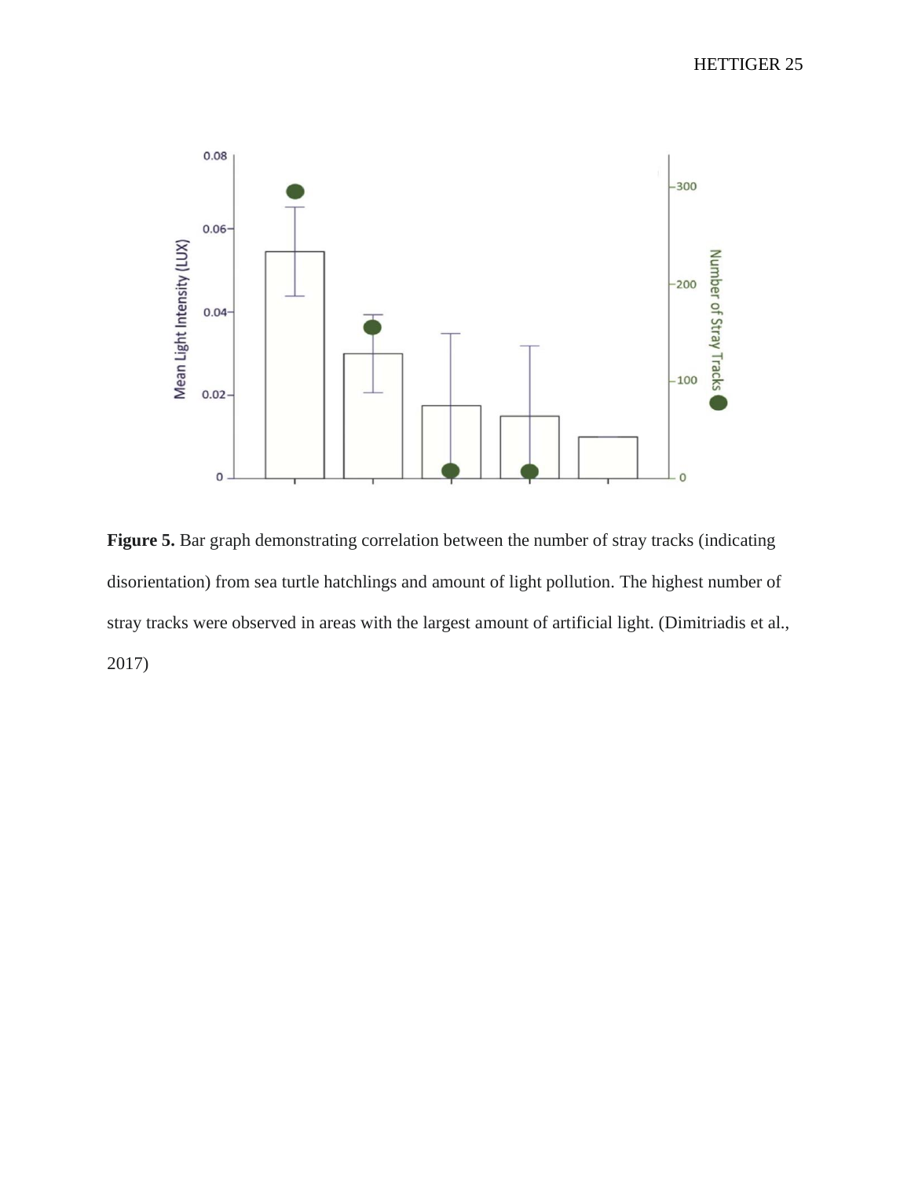Mean Light Intensity (LUX)

0.08

0.06

0.04

0.02

0

Number of Stray Tracks

300

200

100

0

**Figure 5.** Bar graph demonstrating correlation between the number of stray tracks (indicating disorientation) from sea turtle hatchlings and amount of light pollution. The highest number of stray tracks were observed in areas with the largest amount of artificial light. (Dimitriadis et al., 2017)